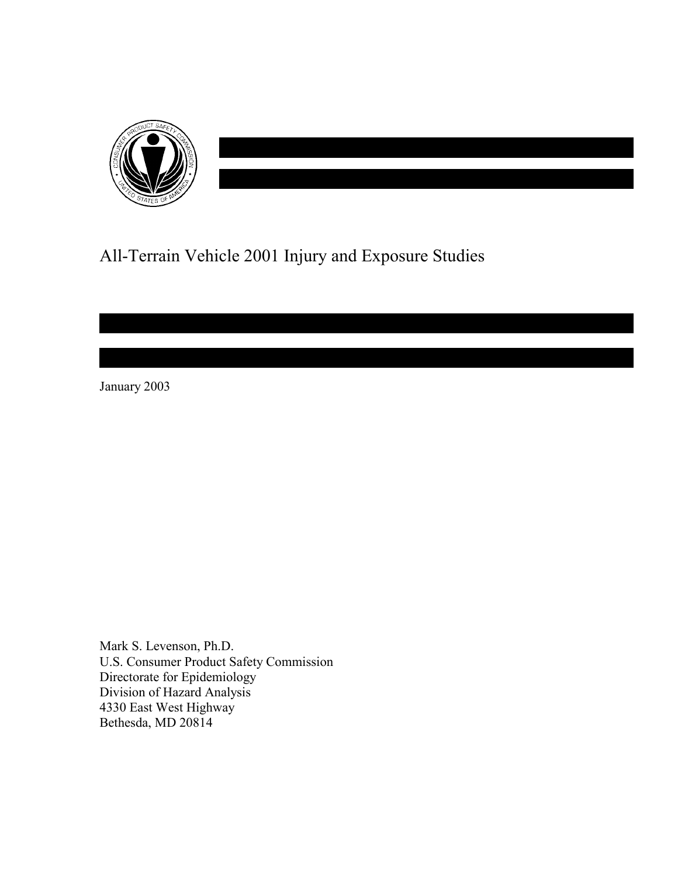# All-Terrain Vehicle 2001 Injury and Exposure Studies

January 2003

Mark S. Levenson, Ph.D.
U.S. Consumer Product Safety Commission
Directorate for Epidemiology
Division of Hazard Analysis
4330 East West Highway
Bethesda, MD 20814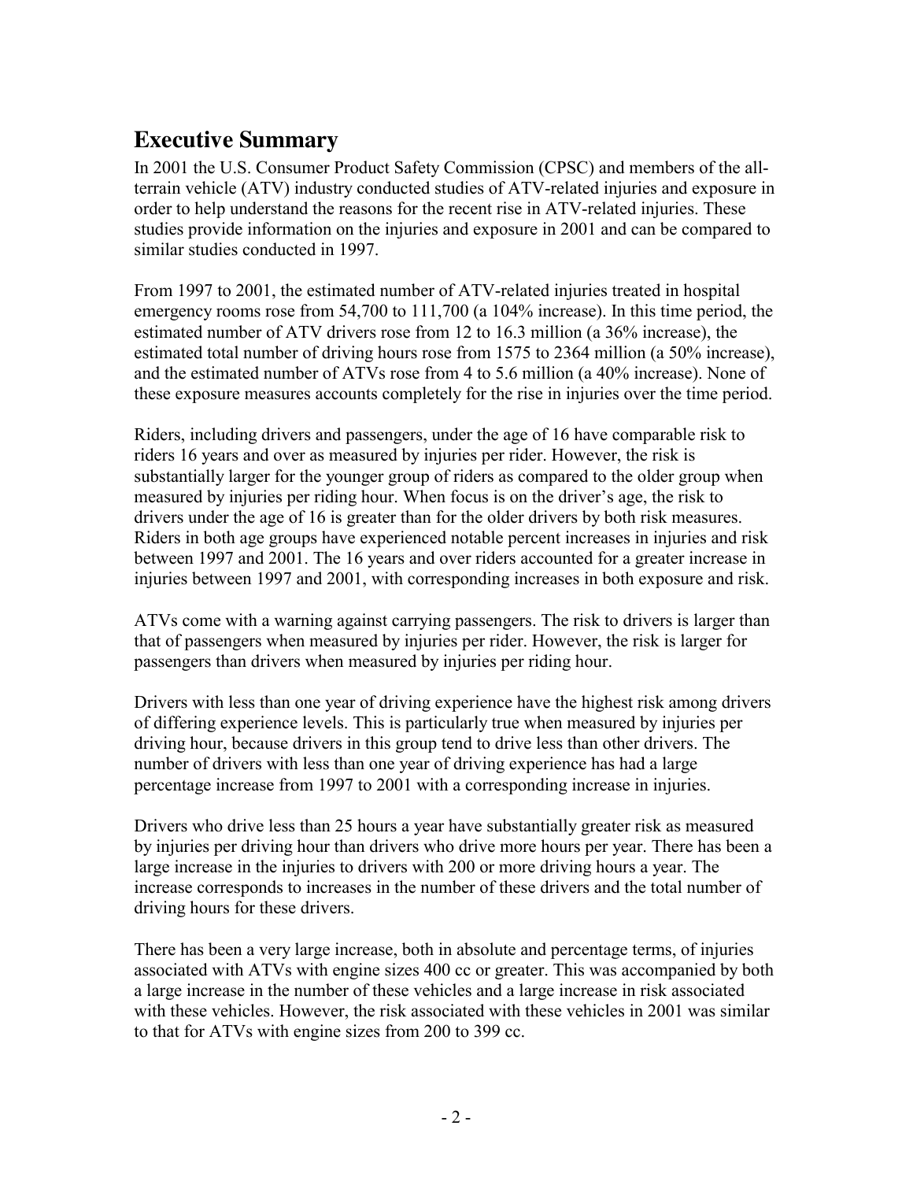## Executive Summary

In 2001 the U.S. Consumer Product Safety Commission (CPSC) and members of the all-terrain vehicle (ATV) industry conducted studies of ATV-related injuries and exposure in order to help understand the reasons for the recent rise in ATV-related injuries. These studies provide information on the injuries and exposure in 2001 and can be compared to similar studies conducted in 1997.

From 1997 to 2001, the estimated number of ATV-related injuries treated in hospital emergency rooms rose from 54,700 to 111,700 (a 104% increase). In this time period, the estimated number of ATV drivers rose from 12 to 16.3 million (a 36% increase), the estimated total number of driving hours rose from 1575 to 2364 million (a 50% increase), and the estimated number of ATVs rose from 4 to 5.6 million (a 40% increase). None of these exposure measures accounts completely for the rise in injuries over the time period.

Riders, including drivers and passengers, under the age of 16 have comparable risk to riders 16 years and over as measured by injuries per rider. However, the risk is substantially larger for the younger group of riders as compared to the older group when measured by injuries per riding hour. When focus is on the driver's age, the risk to drivers under the age of 16 is greater than for the older drivers by both risk measures. Riders in both age groups have experienced notable percent increases in injuries and risk between 1997 and 2001. The 16 years and over riders accounted for a greater increase in injuries between 1997 and 2001, with corresponding increases in both exposure and risk.

ATVs come with a warning against carrying passengers. The risk to drivers is larger than that of passengers when measured by injuries per rider. However, the risk is larger for passengers than drivers when measured by injuries per riding hour.

Drivers with less than one year of driving experience have the highest risk among drivers of differing experience levels. This is particularly true when measured by injuries per driving hour, because drivers in this group tend to drive less than other drivers. The number of drivers with less than one year of driving experience has had a large percentage increase from 1997 to 2001 with a corresponding increase in injuries.

Drivers who drive less than 25 hours a year have substantially greater risk as measured by injuries per driving hour than drivers who drive more hours per year. There has been a large increase in the injuries to drivers with 200 or more driving hours a year. The increase corresponds to increases in the number of these drivers and the total number of driving hours for these drivers.

There has been a very large increase, both in absolute and percentage terms, of injuries associated with ATVs with engine sizes 400 cc or greater. This was accompanied by both a large increase in the number of these vehicles and a large increase in risk associated with these vehicles. However, the risk associated with these vehicles in 2001 was similar to that for ATVs with engine sizes from 200 to 399 cc.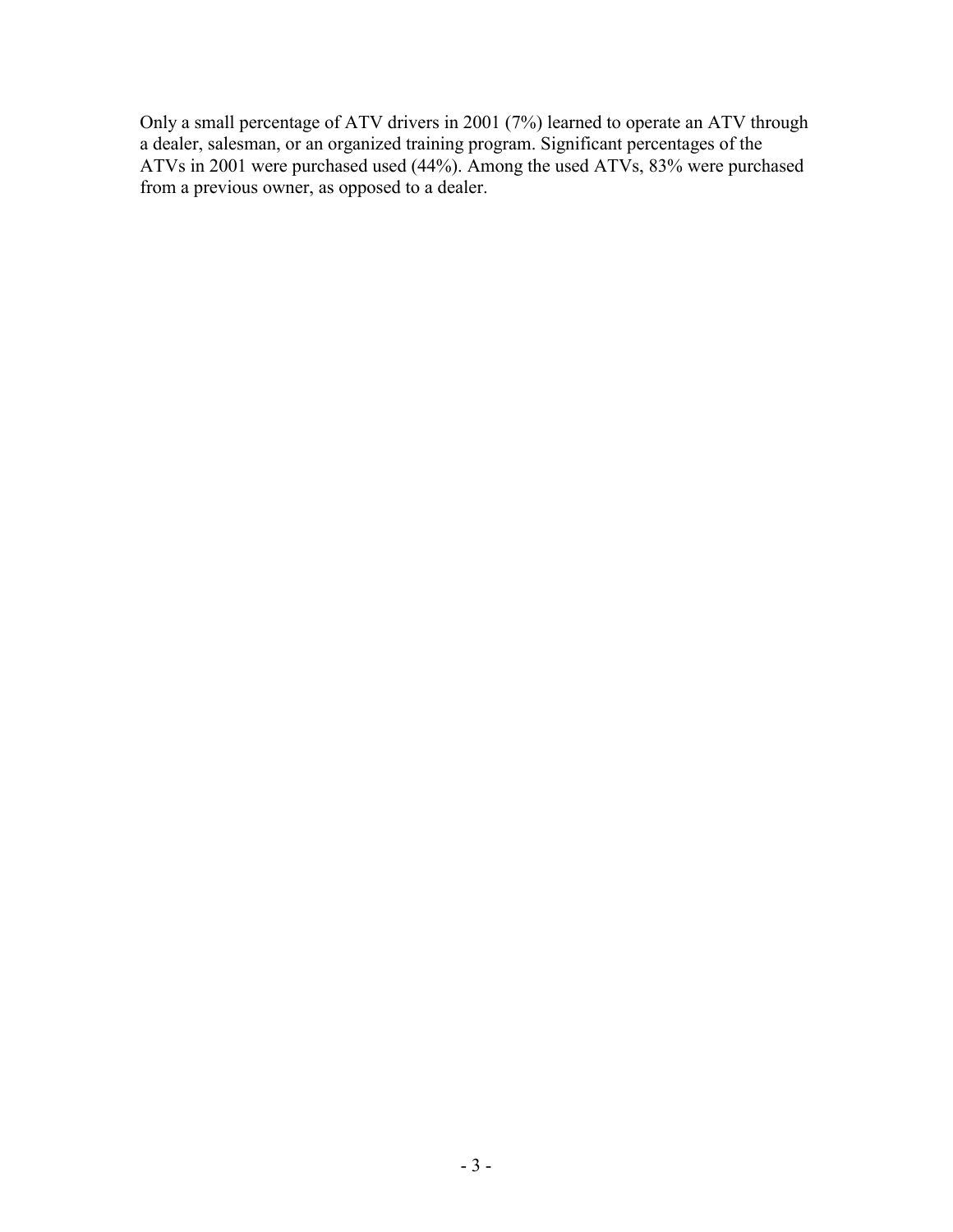Only a small percentage of ATV drivers in 2001 (7%) learned to operate an ATV through a dealer, salesman, or an organized training program. Significant percentages of the ATVs in 2001 were purchased used (44%). Among the used ATVs, 83% were purchased from a previous owner, as opposed to a dealer.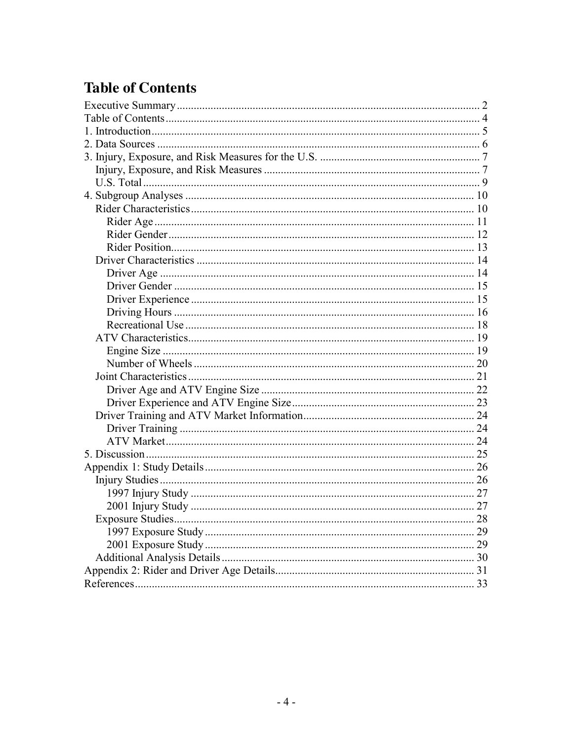# Table of Contents

Executive Summary ........................................................................................................ 2
Table of Contents .......................................................................................................... 4
1. Introduction ................................................................................................................ 5
2. Data Sources ............................................................................................................... 6
3. Injury, Exposure, and Risk Measures for the U.S. ........................................................ 7
- Injury, Exposure, and Risk Measures ............................................................................ 7
- U.S. Total ...................................................................................................................... 9

4. Subgroup Analyses ...................................................................................................... 10
- Rider Characteristics .................................................................................................... 10
  - Rider Age ................................................................................................................. 11
  - Rider Gender ............................................................................................................ 12
  - Rider Position ........................................................................................................... 13
- Driver Characteristics ................................................................................................... 14
  - Driver Age ................................................................................................................ 14
  - Driver Gender ........................................................................................................... 15
  - Driver Experience ..................................................................................................... 15
  - Driving Hours ........................................................................................................... 16
  - Recreational Use ...................................................................................................... 18
- ATV Characteristics ...................................................................................................... 19
  - Engine Size ............................................................................................................... 19
  - Number of Wheels .................................................................................................... 20
- Joint Characteristics ...................................................................................................... 21
  - Driver Age and ATV Engine Size ............................................................................. 22
  - Driver Experience and ATV Engine Size .................................................................. 23
- Driver Training and ATV Market Information .............................................................. 24
  - Driver Training ......................................................................................................... 24
  - ATV Market .............................................................................................................. 24

5. Discussion ................................................................................................................... 25

Appendix 1: Study Details ................................................................................................ 26
- Injury Studies ................................................................................................................ 26
  - 1997 Injury Study ..................................................................................................... 27
  - 2001 Injury Study ..................................................................................................... 27
- Exposure Studies ........................................................................................................... 28
  - 1997 Exposure Study ................................................................................................ 29
  - 2001 Exposure Study ................................................................................................ 29
- Additional Analysis Details ........................................................................................... 30

Appendix 2: Rider and Driver Age Details ....................................................................... 31
References ........................................................................................................................ 33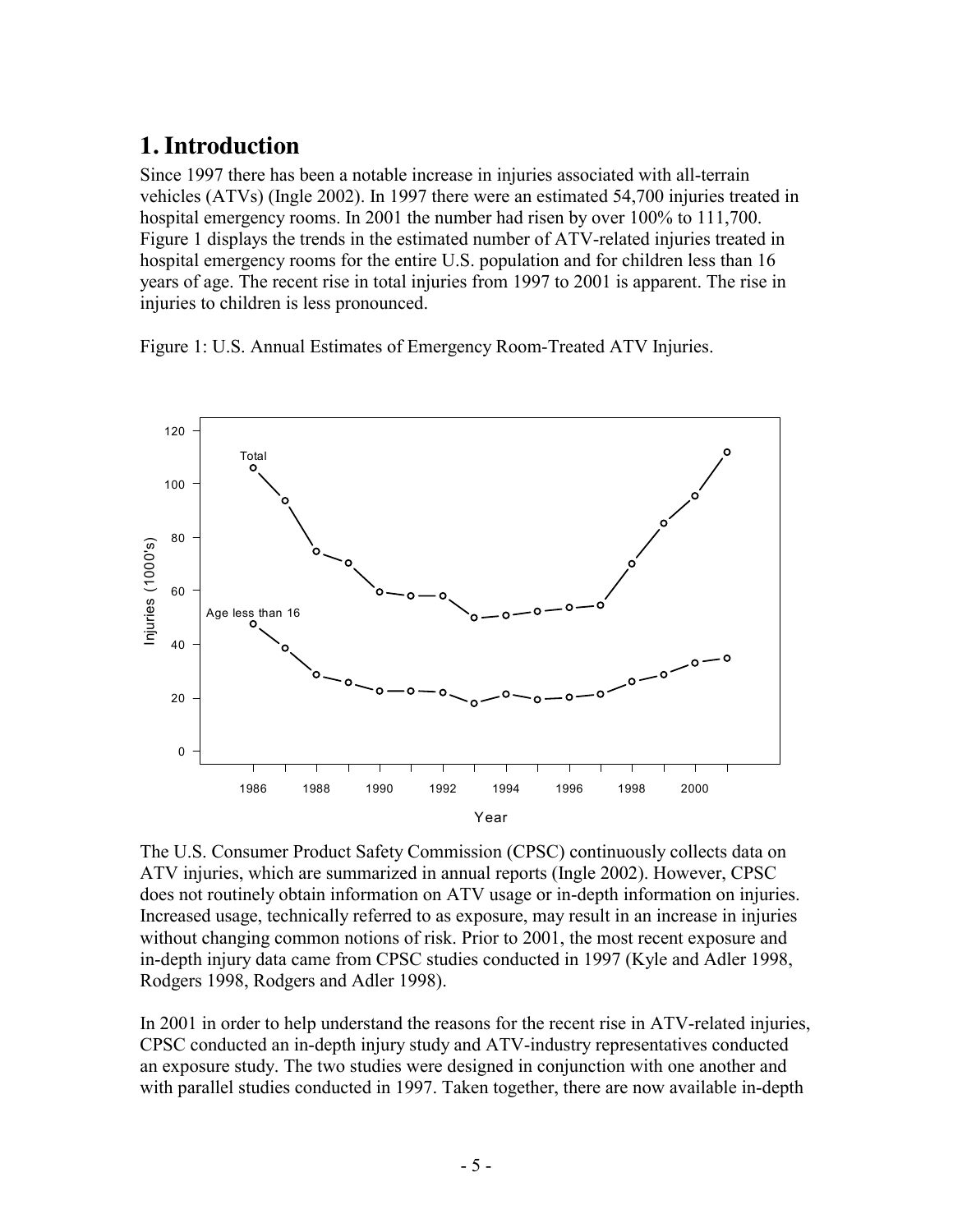# 1. Introduction

Since 1997 there has been a notable increase in injuries associated with all-terrain vehicles (ATVs) (Ingle 2002). In 1997 there were an estimated 54,700 injuries treated in hospital emergency rooms. In 2001 the number had risen by over 100% to 111,700. Figure 1 displays the trends in the estimated number of ATV-related injuries treated in hospital emergency rooms for the entire U.S. population and for children less than 16 years of age. The recent rise in total injuries from 1997 to 2001 is apparent. The rise in injuries to children is less pronounced.

Figure 1: U.S. Annual Estimates of Emergency Room-Treated ATV Injuries.

The U.S. Consumer Product Safety Commission (CPSC) continuously collects data on ATV injuries, which are summarized in annual reports (Ingle 2002). However, CPSC does not routinely obtain information on ATV usage or in-depth information on injuries. Increased usage, technically referred to as exposure, may result in an increase in injuries without changing common notions of risk. Prior to 2001, the most recent exposure and in-depth injury data came from CPSC studies conducted in 1997 (Kyle and Adler 1998, Rodgers 1998, Rodgers and Adler 1998).

In 2001 in order to help understand the reasons for the recent rise in ATV-related injuries, CPSC conducted an in-depth injury study and ATV-industry representatives conducted an exposure study. The two studies were designed in conjunction with one another and with parallel studies conducted in 1997. Taken together, there are now available in-depth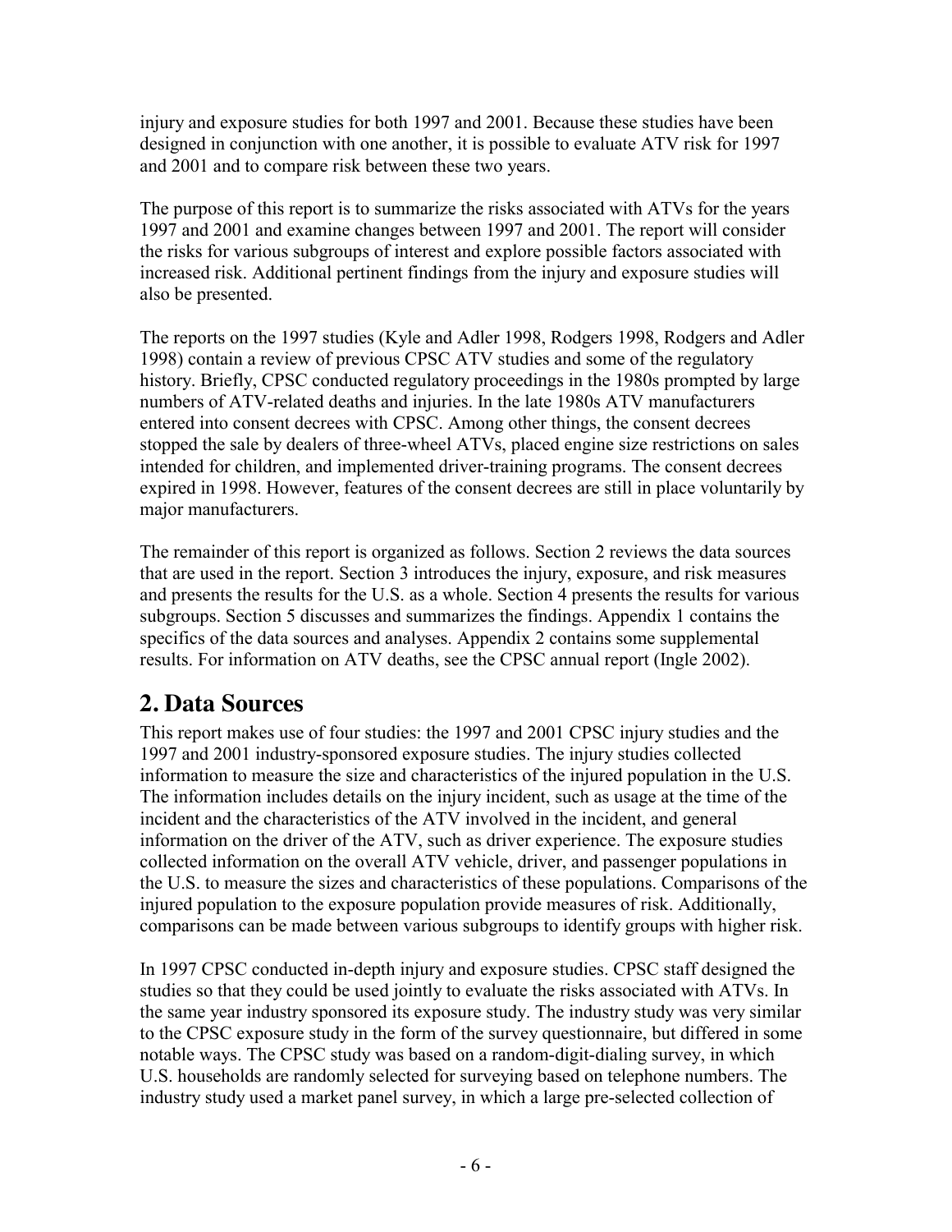injury and exposure studies for both 1997 and 2001. Because these studies have been designed in conjunction with one another, it is possible to evaluate ATV risk for 1997 and 2001 and to compare risk between these two years.

The purpose of this report is to summarize the risks associated with ATVs for the years 1997 and 2001 and examine changes between 1997 and 2001. The report will consider the risks for various subgroups of interest and explore possible factors associated with increased risk. Additional pertinent findings from the injury and exposure studies will also be presented.

The reports on the 1997 studies (Kyle and Adler 1998, Rodgers 1998, Rodgers and Adler 1998) contain a review of previous CPSC ATV studies and some of the regulatory history. Briefly, CPSC conducted regulatory proceedings in the 1980s prompted by large numbers of ATV-related deaths and injuries. In the late 1980s ATV manufacturers entered into consent decrees with CPSC. Among other things, the consent decrees stopped the sale by dealers of three-wheel ATVs, placed engine size restrictions on sales intended for children, and implemented driver-training programs. The consent decrees expired in 1998. However, features of the consent decrees are still in place voluntarily by major manufacturers.

The remainder of this report is organized as follows. Section 2 reviews the data sources that are used in the report. Section 3 introduces the injury, exposure, and risk measures and presents the results for the U.S. as a whole. Section 4 presents the results for various subgroups. Section 5 discusses and summarizes the findings. Appendix 1 contains the specifics of the data sources and analyses. Appendix 2 contains some supplemental results. For information on ATV deaths, see the CPSC annual report (Ingle 2002).

## 2. Data Sources

This report makes use of four studies: the 1997 and 2001 CPSC injury studies and the 1997 and 2001 industry-sponsored exposure studies. The injury studies collected information to measure the size and characteristics of the injured population in the U.S. The information includes details on the injury incident, such as usage at the time of the incident and the characteristics of the ATV involved in the incident, and general information on the driver of the ATV, such as driver experience. The exposure studies collected information on the overall ATV vehicle, driver, and passenger populations in the U.S. to measure the sizes and characteristics of these populations. Comparisons of the injured population to the exposure population provide measures of risk. Additionally, comparisons can be made between various subgroups to identify groups with higher risk.

In 1997 CPSC conducted in-depth injury and exposure studies. CPSC staff designed the studies so that they could be used jointly to evaluate the risks associated with ATVs. In the same year industry sponsored its exposure study. The industry study was very similar to the CPSC exposure study in the form of the survey questionnaire, but differed in some notable ways. The CPSC study was based on a random-digit-dialing survey, in which U.S. households are randomly selected for surveying based on telephone numbers. The industry study used a market panel survey, in which a large pre-selected collection of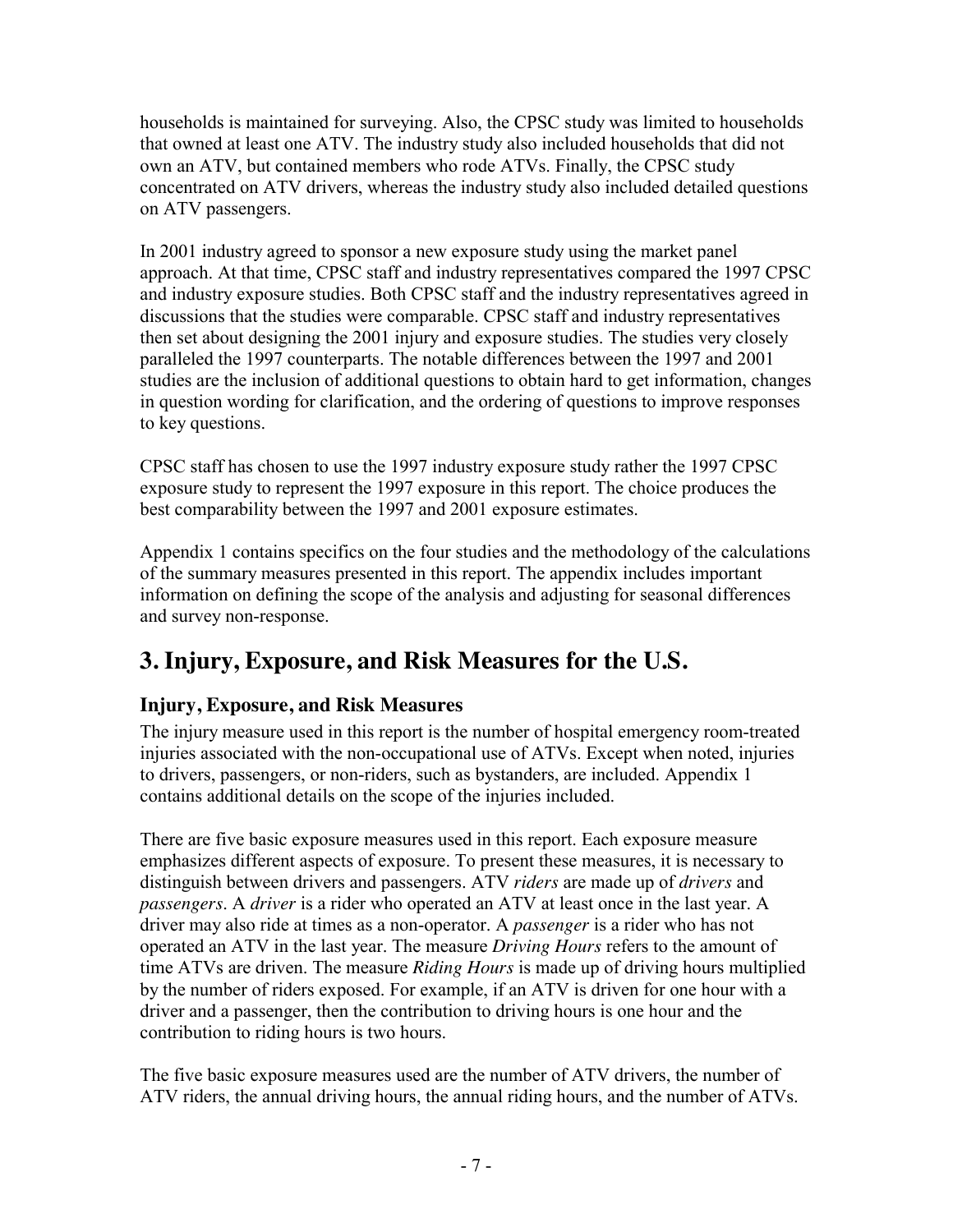households is maintained for surveying. Also, the CPSC study was limited to households that owned at least one ATV. The industry study also included households that did not own an ATV, but contained members who rode ATVs. Finally, the CPSC study concentrated on ATV drivers, whereas the industry study also included detailed questions on ATV passengers.

In 2001 industry agreed to sponsor a new exposure study using the market panel approach. At that time, CPSC staff and industry representatives compared the 1997 CPSC and industry exposure studies. Both CPSC staff and the industry representatives agreed in discussions that the studies were comparable. CPSC staff and industry representatives then set about designing the 2001 injury and exposure studies. The studies very closely paralleled the 1997 counterparts. The notable differences between the 1997 and 2001 studies are the inclusion of additional questions to obtain hard to get information, changes in question wording for clarification, and the ordering of questions to improve responses to key questions.

CPSC staff has chosen to use the 1997 industry exposure study rather the 1997 CPSC exposure study to represent the 1997 exposure in this report. The choice produces the best comparability between the 1997 and 2001 exposure estimates.

Appendix 1 contains specifics on the four studies and the methodology of the calculations of the summary measures presented in this report. The appendix includes important information on defining the scope of the analysis and adjusting for seasonal differences and survey non-response.

## 3. Injury, Exposure, and Risk Measures for the U.S.

### Injury, Exposure, and Risk Measures

The injury measure used in this report is the number of hospital emergency room-treated injuries associated with the non-occupational use of ATVs. Except when noted, injuries to drivers, passengers, or non-riders, such as bystanders, are included. Appendix 1 contains additional details on the scope of the injuries included.

There are five basic exposure measures used in this report. Each exposure measure emphasizes different aspects of exposure. To present these measures, it is necessary to distinguish between drivers and passengers. ATV *riders* are made up of *drivers* and *passengers*. A *driver* is a rider who operated an ATV at least once in the last year. A driver may also ride at times as a non-operator. A *passenger* is a rider who has not operated an ATV in the last year. The measure *Driving Hours* refers to the amount of time ATVs are driven. The measure *Riding Hours* is made up of driving hours multiplied by the number of riders exposed. For example, if an ATV is driven for one hour with a driver and a passenger, then the contribution to driving hours is one hour and the contribution to riding hours is two hours.

The five basic exposure measures used are the number of ATV drivers, the number of ATV riders, the annual driving hours, the annual riding hours, and the number of ATVs.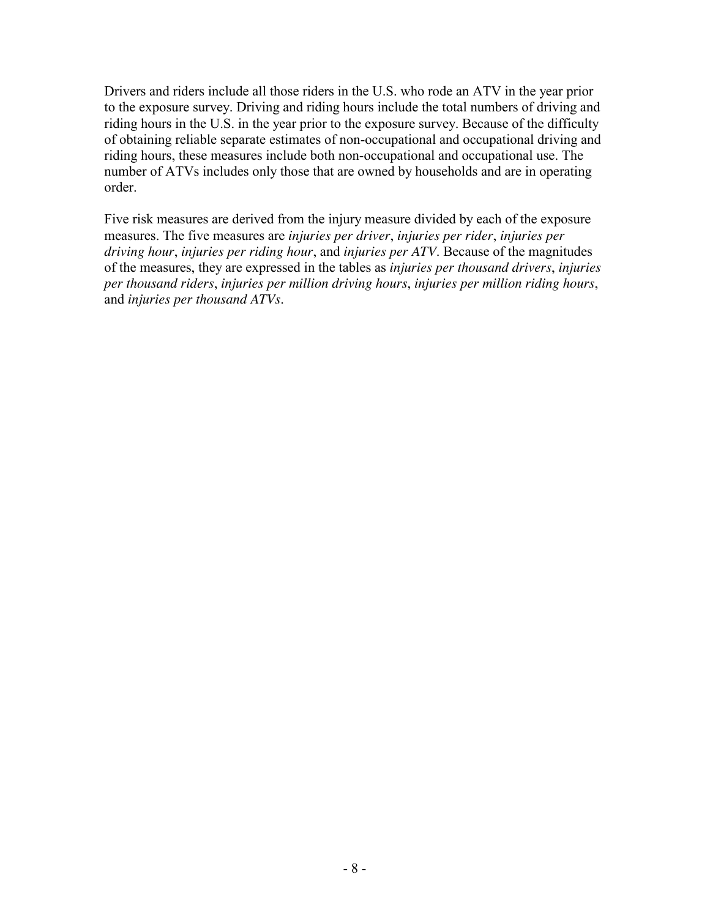Drivers and riders include all those riders in the U.S. who rode an ATV in the year prior to the exposure survey. Driving and riding hours include the total numbers of driving and riding hours in the U.S. in the year prior to the exposure survey. Because of the difficulty of obtaining reliable separate estimates of non-occupational and occupational driving and riding hours, these measures include both non-occupational and occupational use. The number of ATVs includes only those that are owned by households and are in operating order.

Five risk measures are derived from the injury measure divided by each of the exposure measures. The five measures are *injuries per driver*, *injuries per rider*, *injuries per driving hour*, *injuries per riding hour*, and *injuries per ATV*. Because of the magnitudes of the measures, they are expressed in the tables as *injuries per thousand drivers*, *injuries per thousand riders*, *injuries per million driving hours*, *injuries per million riding hours*, and *injuries per thousand ATVs*.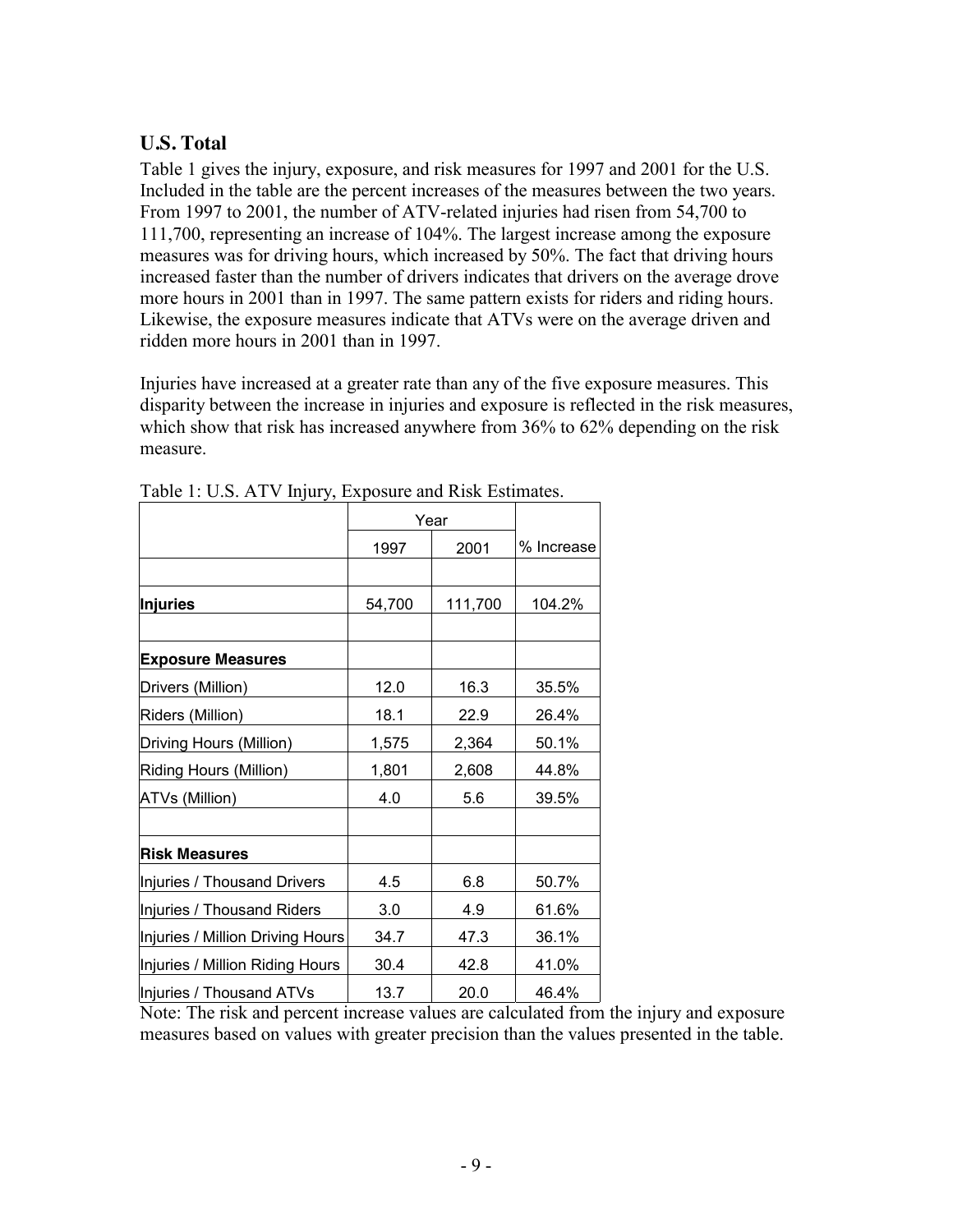## U.S. Total

Table 1 gives the injury, exposure, and risk measures for 1997 and 2001 for the U.S. Included in the table are the percent increases of the measures between the two years. From 1997 to 2001, the number of ATV-related injuries had risen from 54,700 to 111,700, representing an increase of 104%. The largest increase among the exposure measures was for driving hours, which increased by 50%. The fact that driving hours increased faster than the number of drivers indicates that drivers on the average drove more hours in 2001 than in 1997. The same pattern exists for riders and riding hours. Likewise, the exposure measures indicate that ATVs were on the average driven and ridden more hours in 2001 than in 1997.

Injuries have increased at a greater rate than any of the five exposure measures. This disparity between the increase in injuries and exposure is reflected in the risk measures, which show that risk has increased anywhere from 36% to 62% depending on the risk measure.

Table 1: U.S. ATV Injury, Exposure and Risk Estimates.

| | Year | | |
|---|---|---|---|
| | 1997 | 2001 | % Increase |
| | | | |
| **Injuries** | 54,700 | 111,700 | 104.2% |
| | | | |
| **Exposure Measures** | | | |
| Drivers (Million) | 12.0 | 16.3 | 35.5% |
| Riders (Million) | 18.1 | 22.9 | 26.4% |
| Driving Hours (Million) | 1,575 | 2,364 | 50.1% |
| Riding Hours (Million) | 1,801 | 2,608 | 44.8% |
| ATVs (Million) | 4.0 | 5.6 | 39.5% |
| | | | |
| **Risk Measures** | | | |
| Injuries / Thousand Drivers | 4.5 | 6.8 | 50.7% |
| Injuries / Thousand Riders | 3.0 | 4.9 | 61.6% |
| Injuries / Million Driving Hours | 34.7 | 47.3 | 36.1% |
| Injuries / Million Riding Hours | 30.4 | 42.8 | 41.0% |
| Injuries / Thousand ATVs | 13.7 | 20.0 | 46.4% |

Note: The risk and percent increase values are calculated from the injury and exposure measures based on values with greater precision than the values presented in the table.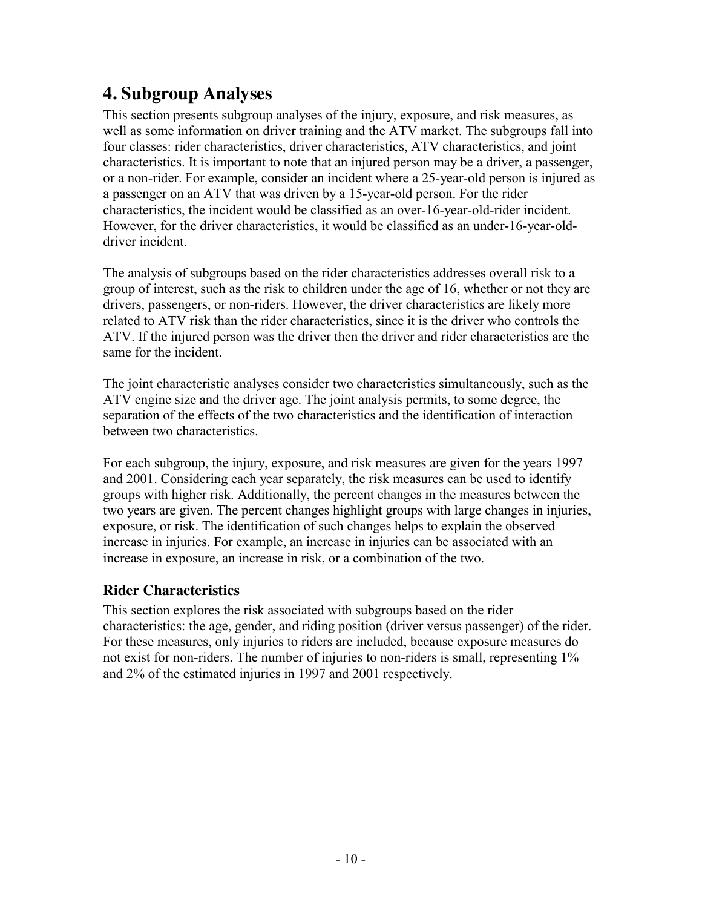# 4. Subgroup Analyses

This section presents subgroup analyses of the injury, exposure, and risk measures, as well as some information on driver training and the ATV market. The subgroups fall into four classes: rider characteristics, driver characteristics, ATV characteristics, and joint characteristics. It is important to note that an injured person may be a driver, a passenger, or a non-rider. For example, consider an incident where a 25-year-old person is injured as a passenger on an ATV that was driven by a 15-year-old person. For the rider characteristics, the incident would be classified as an over-16-year-old-rider incident. However, for the driver characteristics, it would be classified as an under-16-year-old-driver incident.

The analysis of subgroups based on the rider characteristics addresses overall risk to a group of interest, such as the risk to children under the age of 16, whether or not they are drivers, passengers, or non-riders. However, the driver characteristics are likely more related to ATV risk than the rider characteristics, since it is the driver who controls the ATV. If the injured person was the driver then the driver and rider characteristics are the same for the incident.

The joint characteristic analyses consider two characteristics simultaneously, such as the ATV engine size and the driver age. The joint analysis permits, to some degree, the separation of the effects of the two characteristics and the identification of interaction between two characteristics.

For each subgroup, the injury, exposure, and risk measures are given for the years 1997 and 2001. Considering each year separately, the risk measures can be used to identify groups with higher risk. Additionally, the percent changes in the measures between the two years are given. The percent changes highlight groups with large changes in injuries, exposure, or risk. The identification of such changes helps to explain the observed increase in injuries. For example, an increase in injuries can be associated with an increase in exposure, an increase in risk, or a combination of the two.

## Rider Characteristics

This section explores the risk associated with subgroups based on the rider characteristics: the age, gender, and riding position (driver versus passenger) of the rider. For these measures, only injuries to riders are included, because exposure measures do not exist for non-riders. The number of injuries to non-riders is small, representing 1% and 2% of the estimated injuries in 1997 and 2001 respectively.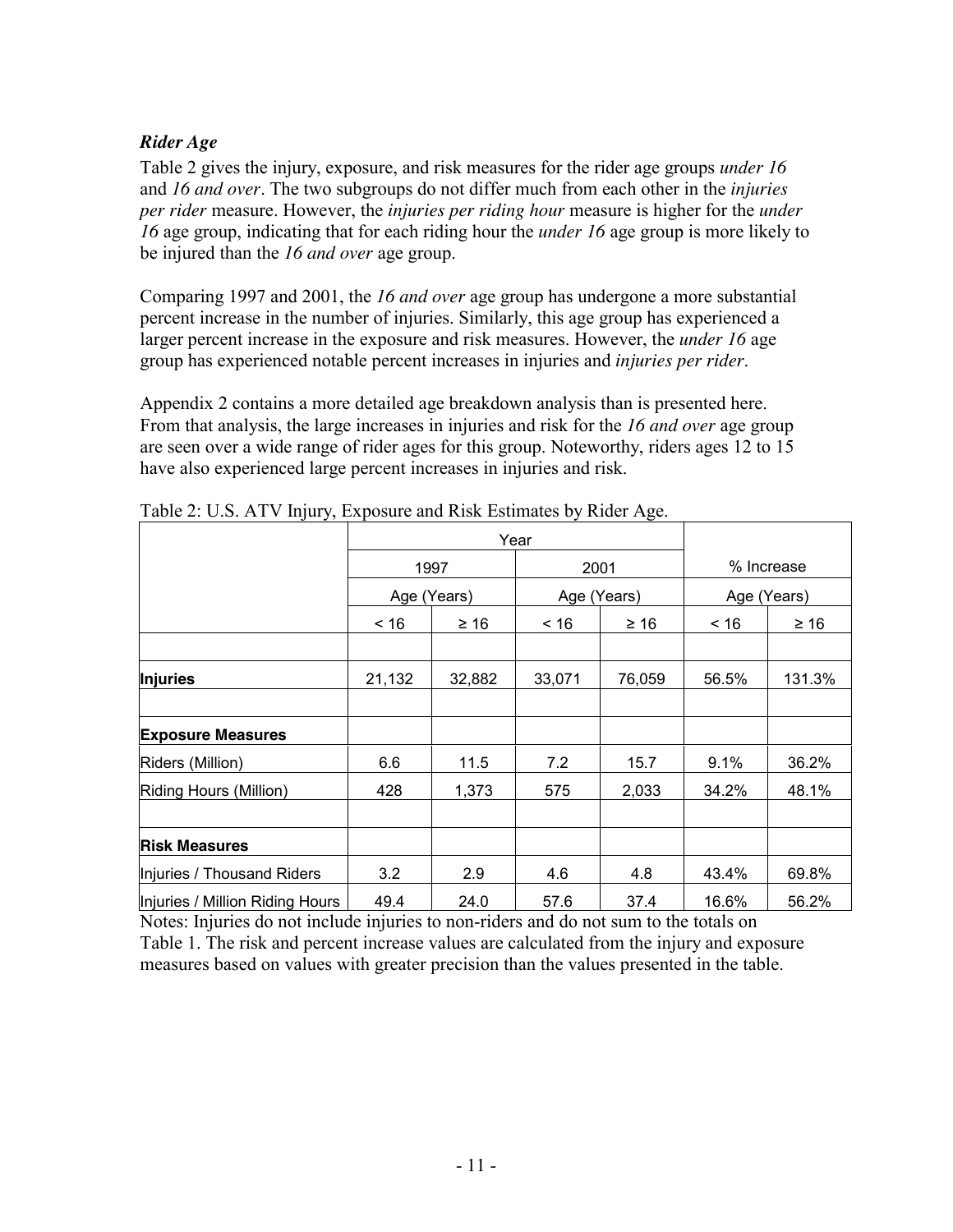### *Rider Age*

Table 2 gives the injury, exposure, and risk measures for the rider age groups *under 16* and *16 and over*. The two subgroups do not differ much from each other in the *injuries per rider* measure. However, the *injuries per riding hour* measure is higher for the *under 16* age group, indicating that for each riding hour the *under 16* age group is more likely to be injured than the *16 and over* age group.

Comparing 1997 and 2001, the *16 and over* age group has undergone a more substantial percent increase in the number of injuries. Similarly, this age group has experienced a larger percent increase in the exposure and risk measures. However, the *under 16* age group has experienced notable percent increases in injuries and *injuries per rider*.

Appendix 2 contains a more detailed age breakdown analysis than is presented here. From that analysis, the large increases in injuries and risk for the *16 and over* age group are seen over a wide range of rider ages for this group. Noteworthy, riders ages 12 to 15 have also experienced large percent increases in injuries and risk.

Table 2: U.S. ATV Injury, Exposure and Risk Estimates by Rider Age.

| | Year | | | | % Increase | |
|---|---|---|---|---|---|---|
| | 1997 | | 2001 | | | |
| | Age (Years) | | Age (Years) | | Age (Years) | |
| | < 16 | ≥ 16 | < 16 | ≥ 16 | < 16 | ≥ 16 |
| | | | | | | |
| **Injuries** | 21,132 | 32,882 | 33,071 | 76,059 | 56.5% | 131.3% |
| | | | | | | |
| **Exposure Measures** | | | | | | |
| Riders (Million) | 6.6 | 11.5 | 7.2 | 15.7 | 9.1% | 36.2% |
| Riding Hours (Million) | 428 | 1,373 | 575 | 2,033 | 34.2% | 48.1% |
| | | | | | | |
| **Risk Measures** | | | | | | |
| Injuries / Thousand Riders | 3.2 | 2.9 | 4.6 | 4.8 | 43.4% | 69.8% |
| Injuries / Million Riding Hours | 49.4 | 24.0 | 57.6 | 37.4 | 16.6% | 56.2% |

Notes: Injuries do not include injuries to non-riders and do not sum to the totals on Table 1. The risk and percent increase values are calculated from the injury and exposure measures based on values with greater precision than the values presented in the table.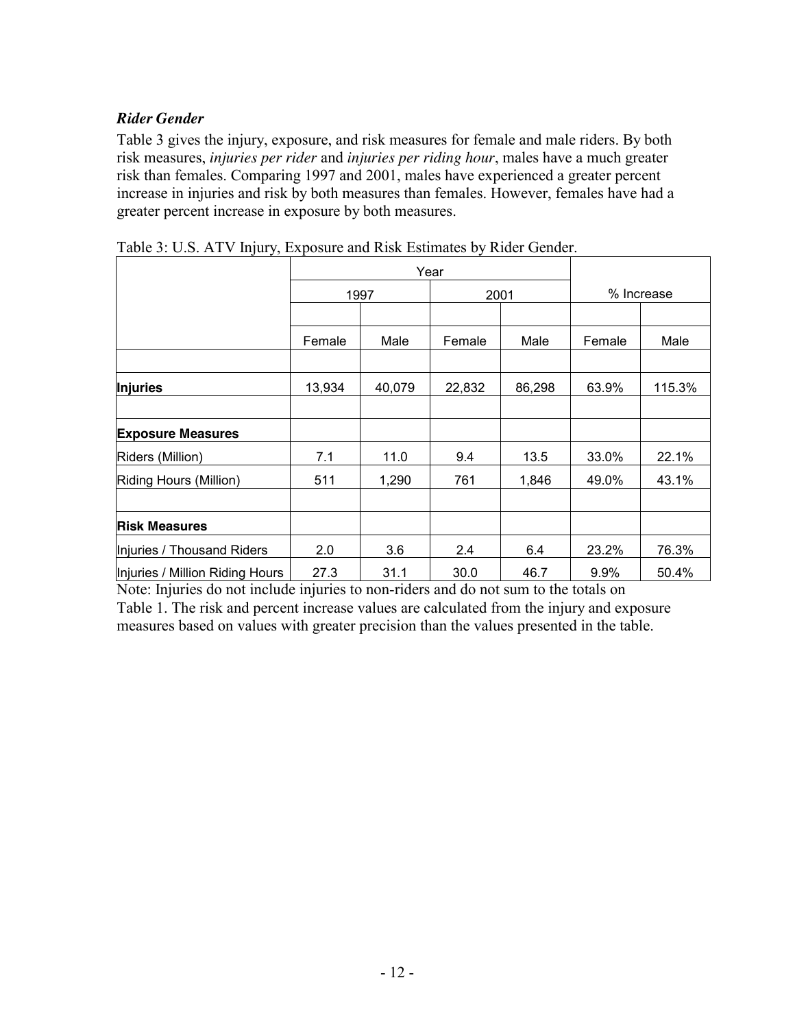### *Rider Gender*

Table 3 gives the injury, exposure, and risk measures for female and male riders. By both risk measures, *injuries per rider* and *injuries per riding hour*, males have a much greater risk than females. Comparing 1997 and 2001, males have experienced a greater percent increase in injuries and risk by both measures than females. However, females have had a greater percent increase in exposure by both measures.

Table 3: U.S. ATV Injury, Exposure and Risk Estimates by Rider Gender.

| | Year | | | | % Increase | |
|---|---|---|---|---|---|---|
| | 1997 | | 2001 | | | |
| | Female | Male | Female | Male | Female | Male |
| **Injuries** | 13,934 | 40,079 | 22,832 | 86,298 | 63.9% | 115.3% |
| **Exposure Measures** | | | | | | |
| Riders (Million) | 7.1 | 11.0 | 9.4 | 13.5 | 33.0% | 22.1% |
| Riding Hours (Million) | 511 | 1,290 | 761 | 1,846 | 49.0% | 43.1% |
| **Risk Measures** | | | | | | |
| Injuries / Thousand Riders | 2.0 | 3.6 | 2.4 | 6.4 | 23.2% | 76.3% |
| Injuries / Million Riding Hours | 27.3 | 31.1 | 30.0 | 46.7 | 9.9% | 50.4% |

Note: Injuries do not include injuries to non-riders and do not sum to the totals on Table 1. The risk and percent increase values are calculated from the injury and exposure measures based on values with greater precision than the values presented in the table.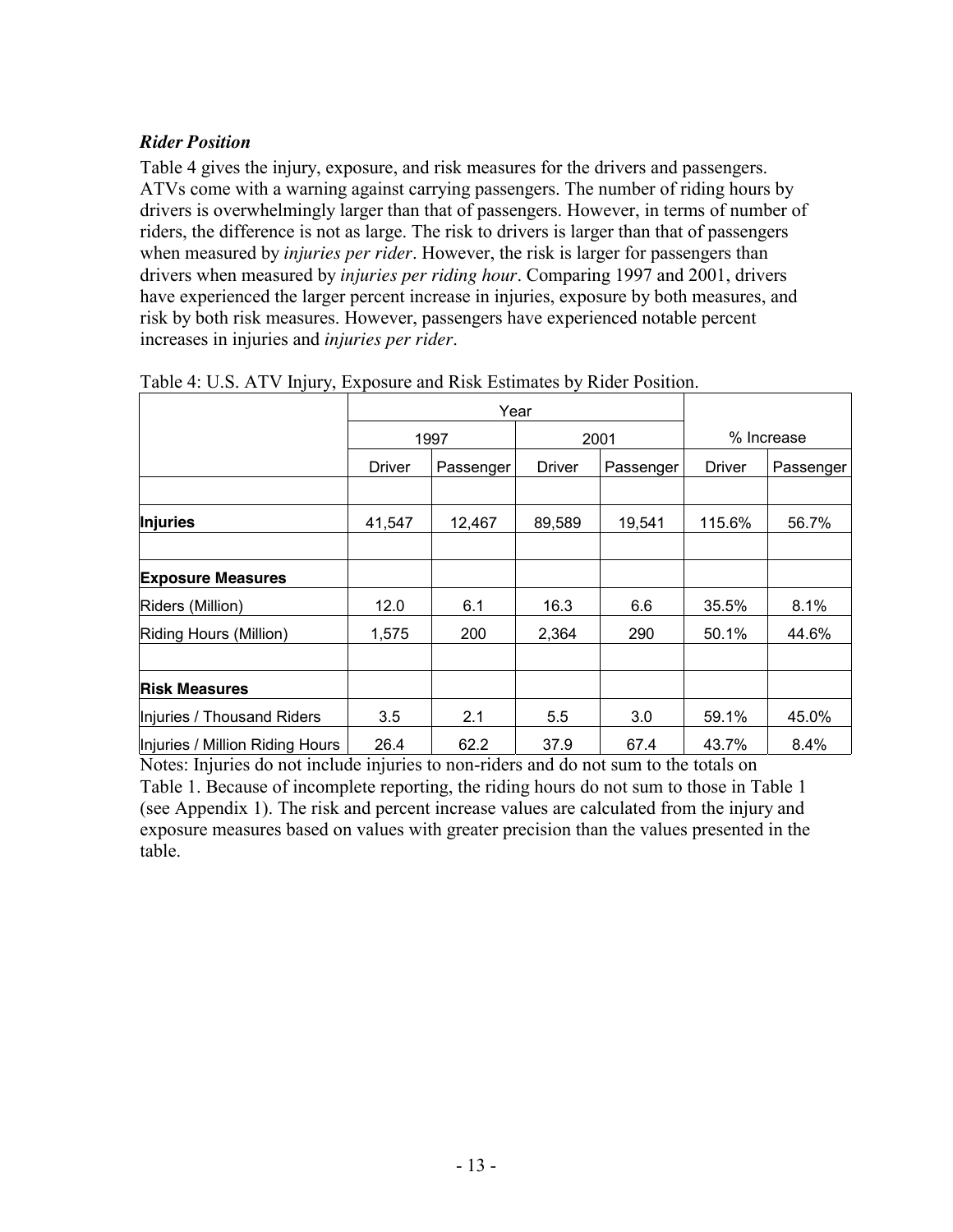***Rider Position***

Table 4 gives the injury, exposure, and risk measures for the drivers and passengers. ATVs come with a warning against carrying passengers. The number of riding hours by drivers is overwhelmingly larger than that of passengers. However, in terms of number of riders, the difference is not as large. The risk to drivers is larger than that of passengers when measured by *injuries per rider*. However, the risk is larger for passengers than drivers when measured by *injuries per riding hour*. Comparing 1997 and 2001, drivers have experienced the larger percent increase in injuries, exposure by both measures, and risk by both risk measures. However, passengers have experienced notable percent increases in injuries and *injuries per rider*.

Table 4: U.S. ATV Injury, Exposure and Risk Estimates by Rider Position.

| | Year | | | | | |
|---|---|---|---|---|---|---|
| | 1997 | | 2001 | | % Increase | |
| | Driver | Passenger | Driver | Passenger | Driver | Passenger |
| | | | | | | |
| **Injuries** | 41,547 | 12,467 | 89,589 | 19,541 | 115.6% | 56.7% |
| | | | | | | |
| **Exposure Measures** | | | | | | |
| Riders (Million) | 12.0 | 6.1 | 16.3 | 6.6 | 35.5% | 8.1% |
| Riding Hours (Million) | 1,575 | 200 | 2,364 | 290 | 50.1% | 44.6% |
| | | | | | | |
| **Risk Measures** | | | | | | |
| Injuries / Thousand Riders | 3.5 | 2.1 | 5.5 | 3.0 | 59.1% | 45.0% |
| Injuries / Million Riding Hours | 26.4 | 62.2 | 37.9 | 67.4 | 43.7% | 8.4% |

Notes: Injuries do not include injuries to non-riders and do not sum to the totals on Table 1. Because of incomplete reporting, the riding hours do not sum to those in Table 1 (see Appendix 1). The risk and percent increase values are calculated from the injury and exposure measures based on values with greater precision than the values presented in the table.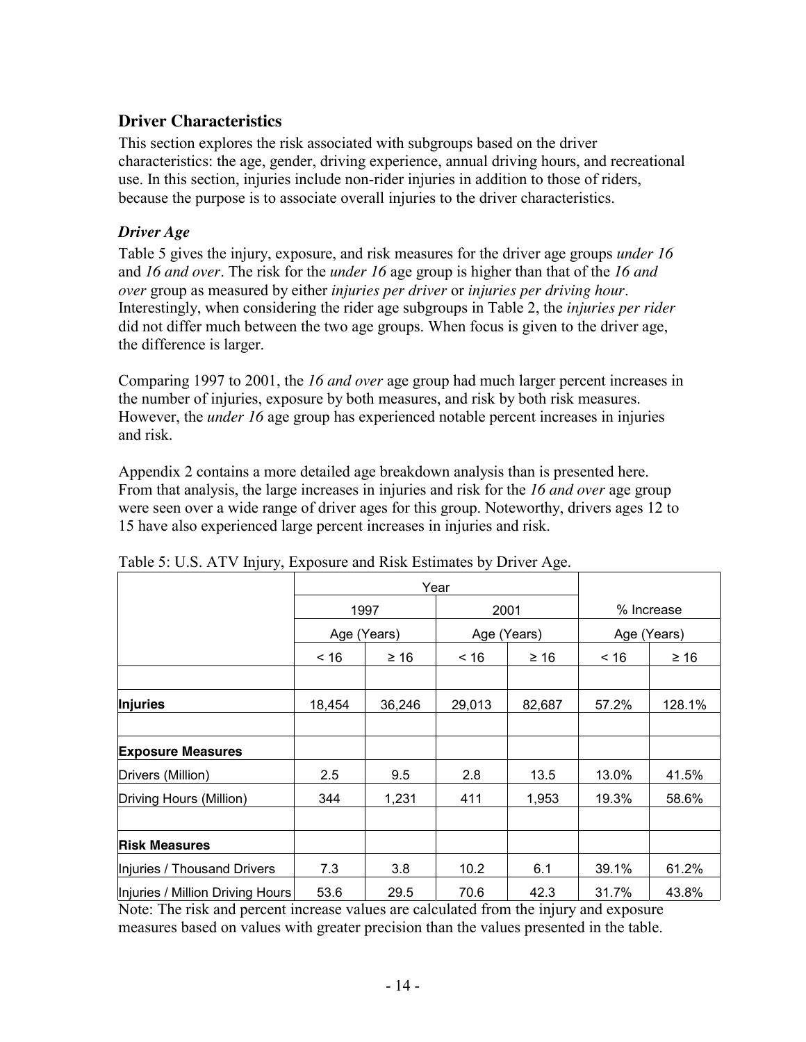## Driver Characteristics

This section explores the risk associated with subgroups based on the driver characteristics: the age, gender, driving experience, annual driving hours, and recreational use. In this section, injuries include non-rider injuries in addition to those of riders, because the purpose is to associate overall injuries to the driver characteristics.

### *Driver Age*

Table 5 gives the injury, exposure, and risk measures for the driver age groups *under 16* and *16 and over*. The risk for the *under 16* age group is higher than that of the *16 and over* group as measured by either *injuries per driver* or *injuries per driving hour*. Interestingly, when considering the rider age subgroups in Table 2, the *injuries per rider* did not differ much between the two age groups. When focus is given to the driver age, the difference is larger.

Comparing 1997 to 2001, the *16 and over* age group had much larger percent increases in the number of injuries, exposure by both measures, and risk by both risk measures. However, the *under 16* age group has experienced notable percent increases in injuries and risk.

Appendix 2 contains a more detailed age breakdown analysis than is presented here. From that analysis, the large increases in injuries and risk for the *16 and over* age group were seen over a wide range of driver ages for this group. Noteworthy, drivers ages 12 to 15 have also experienced large percent increases in injuries and risk.

Table 5: U.S. ATV Injury, Exposure and Risk Estimates by Driver Age.

| | Year | | | | | |
|---|---|---|---|---|---|---|
| | 1997 | | 2001 | | % Increase | |
| | Age (Years) | | Age (Years) | | Age (Years) | |
| | < 16 | ≥ 16 | < 16 | ≥ 16 | < 16 | ≥ 16 |
| | | | | | | |
| **Injuries** | 18,454 | 36,246 | 29,013 | 82,687 | 57.2% | 128.1% |
| | | | | | | |
| **Exposure Measures** | | | | | | |
| Drivers (Million) | 2.5 | 9.5 | 2.8 | 13.5 | 13.0% | 41.5% |
| Driving Hours (Million) | 344 | 1,231 | 411 | 1,953 | 19.3% | 58.6% |
| | | | | | | |
| **Risk Measures** | | | | | | |
| Injuries / Thousand Drivers | 7.3 | 3.8 | 10.2 | 6.1 | 39.1% | 61.2% |
| Injuries / Million Driving Hours | 53.6 | 29.5 | 70.6 | 42.3 | 31.7% | 43.8% |

Note: The risk and percent increase values are calculated from the injury and exposure measures based on values with greater precision than the values presented in the table.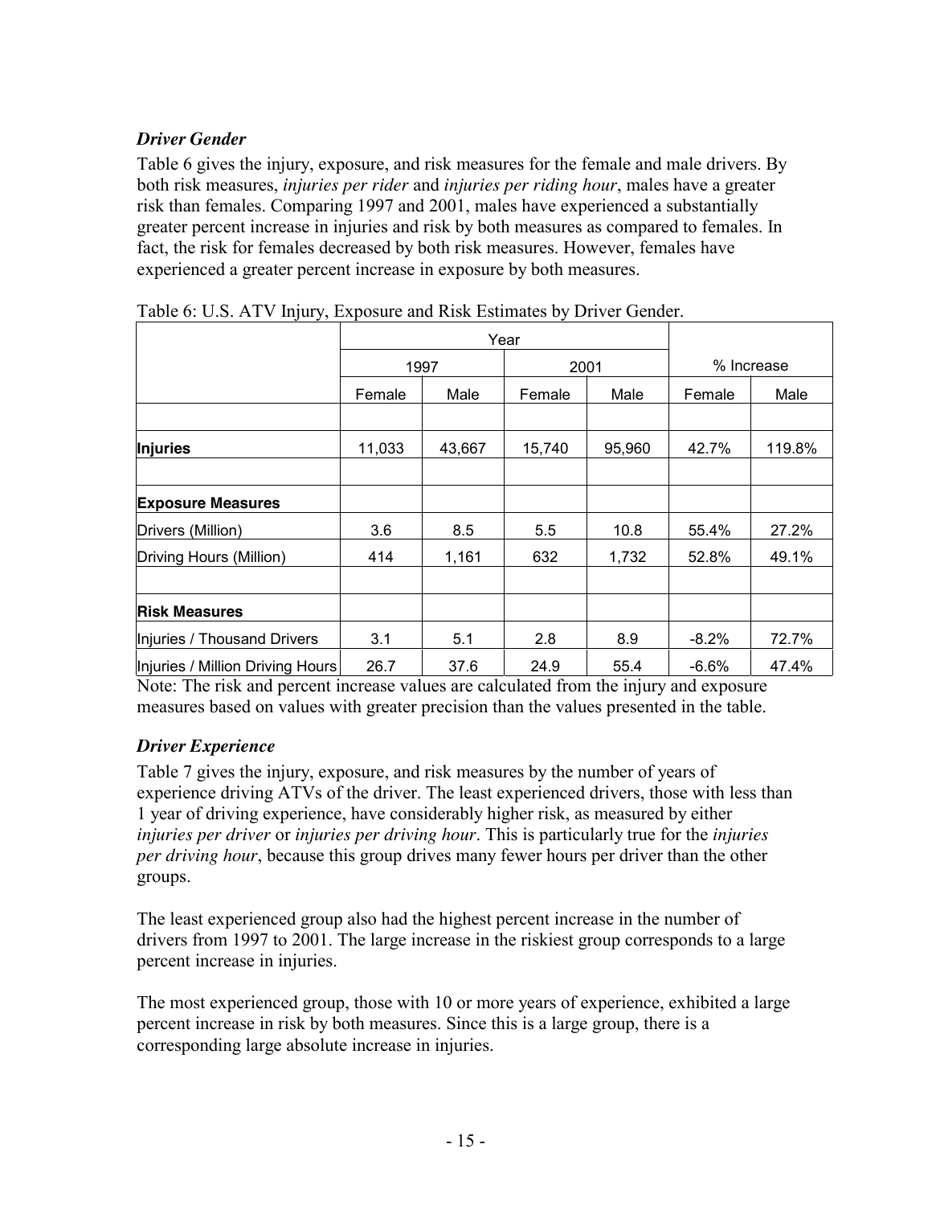### *Driver Gender*

Table 6 gives the injury, exposure, and risk measures for the female and male drivers. By both risk measures, *injuries per rider* and *injuries per riding hour*, males have a greater risk than females. Comparing 1997 and 2001, males have experienced a substantially greater percent increase in injuries and risk by both measures as compared to females. In fact, the risk for females decreased by both risk measures. However, females have experienced a greater percent increase in exposure by both measures.

Table 6: U.S. ATV Injury, Exposure and Risk Estimates by Driver Gender.

| | Year | | | | % Increase | |
|---|---|---|---|---|---|---|
| | 1997 | | 2001 | | | |
| | Female | Male | Female | Male | Female | Male |
| | | | | | | |
| **Injuries** | 11,033 | 43,667 | 15,740 | 95,960 | 42.7% | 119.8% |
| | | | | | | |
| **Exposure Measures** | | | | | | |
| Drivers (Million) | 3.6 | 8.5 | 5.5 | 10.8 | 55.4% | 27.2% |
| Driving Hours (Million) | 414 | 1,161 | 632 | 1,732 | 52.8% | 49.1% |
| | | | | | | |
| **Risk Measures** | | | | | | |
| Injuries / Thousand Drivers | 3.1 | 5.1 | 2.8 | 8.9 | -8.2% | 72.7% |
| Injuries / Million Driving Hours | 26.7 | 37.6 | 24.9 | 55.4 | -6.6% | 47.4% |

Note: The risk and percent increase values are calculated from the injury and exposure measures based on values with greater precision than the values presented in the table.

### *Driver Experience*

Table 7 gives the injury, exposure, and risk measures by the number of years of experience driving ATVs of the driver. The least experienced drivers, those with less than 1 year of driving experience, have considerably higher risk, as measured by either *injuries per driver* or *injuries per driving hour*. This is particularly true for the *injuries per driving hour*, because this group drives many fewer hours per driver than the other groups.

The least experienced group also had the highest percent increase in the number of drivers from 1997 to 2001. The large increase in the riskiest group corresponds to a large percent increase in injuries.

The most experienced group, those with 10 or more years of experience, exhibited a large percent increase in risk by both measures. Since this is a large group, there is a corresponding large absolute increase in injuries.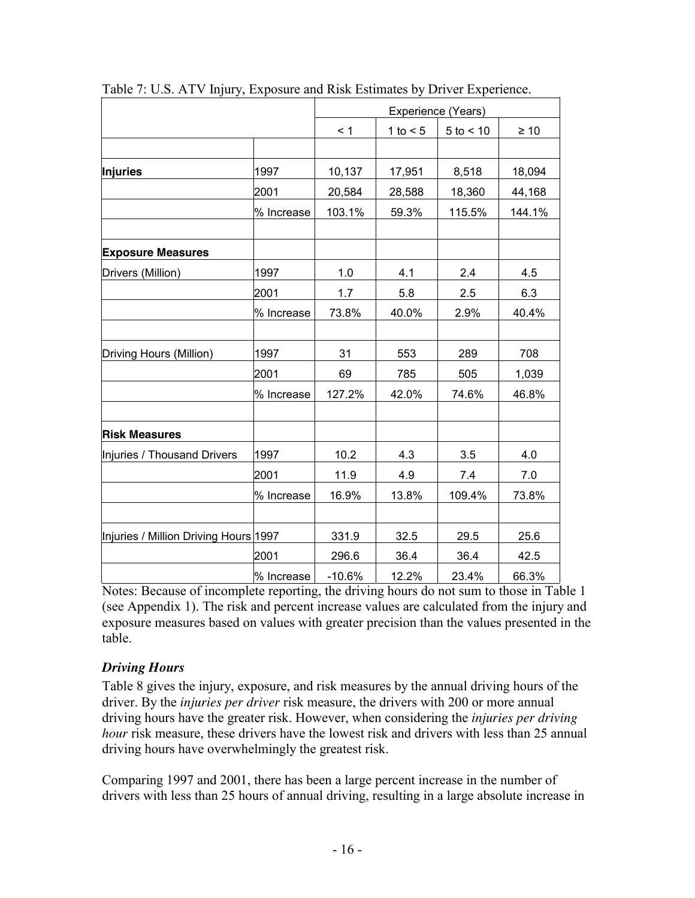Table 7: U.S. ATV Injury, Exposure and Risk Estimates by Driver Experience.

| | | Experience (Years) | | | |
|---|---|---|---|---|---|
| | | < 1 | 1 to < 5 | 5 to < 10 | ≥ 10 |
| | | | | | |
| **Injuries** | 1997 | 10,137 | 17,951 | 8,518 | 18,094 |
| | 2001 | 20,584 | 28,588 | 18,360 | 44,168 |
| | % Increase | 103.1% | 59.3% | 115.5% | 144.1% |
| | | | | | |
| **Exposure Measures** | | | | | |
| Drivers (Million) | 1997 | 1.0 | 4.1 | 2.4 | 4.5 |
| | 2001 | 1.7 | 5.8 | 2.5 | 6.3 |
| | % Increase | 73.8% | 40.0% | 2.9% | 40.4% |
| | | | | | |
| Driving Hours (Million) | 1997 | 31 | 553 | 289 | 708 |
| | 2001 | 69 | 785 | 505 | 1,039 |
| | % Increase | 127.2% | 42.0% | 74.6% | 46.8% |
| | | | | | |
| **Risk Measures** | | | | | |
| Injuries / Thousand Drivers | 1997 | 10.2 | 4.3 | 3.5 | 4.0 |
| | 2001 | 11.9 | 4.9 | 7.4 | 7.0 |
| | % Increase | 16.9% | 13.8% | 109.4% | 73.8% |
| | | | | | |
| Injuries / Million Driving Hours | 1997 | 331.9 | 32.5 | 29.5 | 25.6 |
| | 2001 | 296.6 | 36.4 | 36.4 | 42.5 |
| | % Increase | -10.6% | 12.2% | 23.4% | 66.3% |

Notes: Because of incomplete reporting, the driving hours do not sum to those in Table 1 (see Appendix 1). The risk and percent increase values are calculated from the injury and exposure measures based on values with greater precision than the values presented in the table.

### *Driving Hours*

Table 8 gives the injury, exposure, and risk measures by the annual driving hours of the driver. By the *injuries per driver* risk measure, the drivers with 200 or more annual driving hours have the greater risk. However, when considering the *injuries per driving hour* risk measure, these drivers have the lowest risk and drivers with less than 25 annual driving hours have overwhelmingly the greatest risk.

Comparing 1997 and 2001, there has been a large percent increase in the number of drivers with less than 25 hours of annual driving, resulting in a large absolute increase in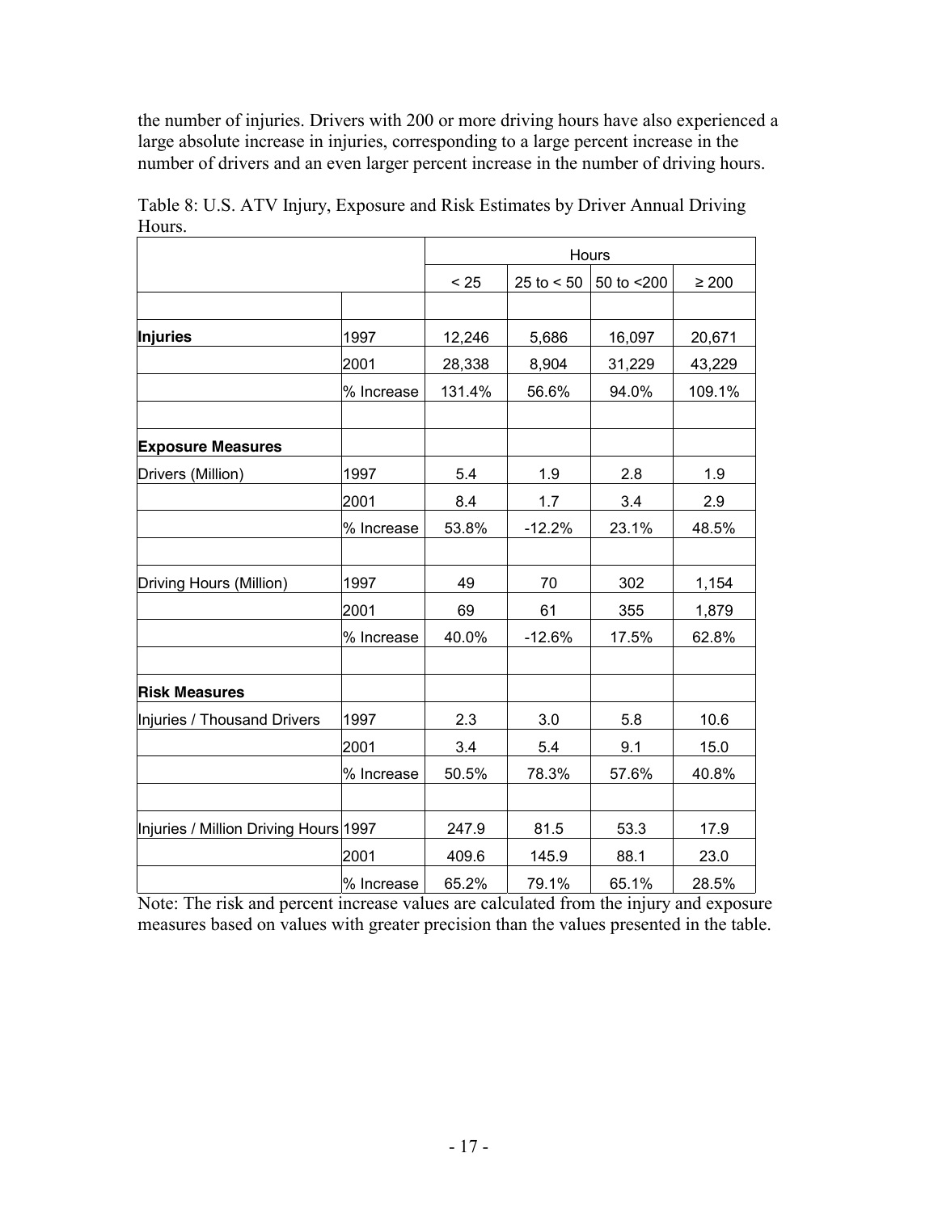the number of injuries. Drivers with 200 or more driving hours have also experienced a large absolute increase in injuries, corresponding to a large percent increase in the number of drivers and an even larger percent increase in the number of driving hours.

Table 8: U.S. ATV Injury, Exposure and Risk Estimates by Driver Annual Driving Hours.

| | | Hours | | | |
|---|---|---|---|---|---|
| | | < 25 | 25 to < 50 | 50 to <200 | ≥ 200 |
| | | | | | |
| **Injuries** | 1997 | 12,246 | 5,686 | 16,097 | 20,671 |
| | 2001 | 28,338 | 8,904 | 31,229 | 43,229 |
| | % Increase | 131.4% | 56.6% | 94.0% | 109.1% |
| | | | | | |
| **Exposure Measures** | | | | | |
| Drivers (Million) | 1997 | 5.4 | 1.9 | 2.8 | 1.9 |
| | 2001 | 8.4 | 1.7 | 3.4 | 2.9 |
| | % Increase | 53.8% | -12.2% | 23.1% | 48.5% |
| | | | | | |
| Driving Hours (Million) | 1997 | 49 | 70 | 302 | 1,154 |
| | 2001 | 69 | 61 | 355 | 1,879 |
| | % Increase | 40.0% | -12.6% | 17.5% | 62.8% |
| | | | | | |
| **Risk Measures** | | | | | |
| Injuries / Thousand Drivers | 1997 | 2.3 | 3.0 | 5.8 | 10.6 |
| | 2001 | 3.4 | 5.4 | 9.1 | 15.0 |
| | % Increase | 50.5% | 78.3% | 57.6% | 40.8% |
| | | | | | |
| Injuries / Million Driving Hours | 1997 | 247.9 | 81.5 | 53.3 | 17.9 |
| | 2001 | 409.6 | 145.9 | 88.1 | 23.0 |
| | % Increase | 65.2% | 79.1% | 65.1% | 28.5% |

Note: The risk and percent increase values are calculated from the injury and exposure measures based on values with greater precision than the values presented in the table.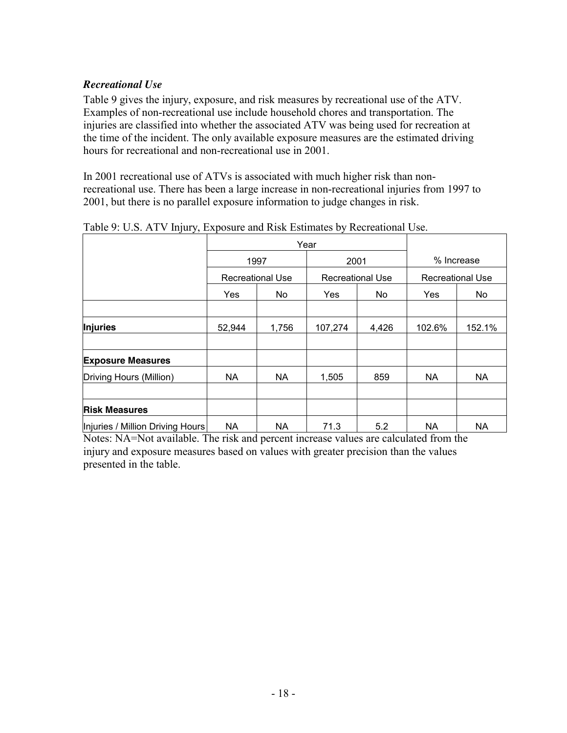### *Recreational Use*

Table 9 gives the injury, exposure, and risk measures by recreational use of the ATV. Examples of non-recreational use include household chores and transportation. The injuries are classified into whether the associated ATV was being used for recreation at the time of the incident. The only available exposure measures are the estimated driving hours for recreational and non-recreational use in 2001.

In 2001 recreational use of ATVs is associated with much higher risk than non-recreational use. There has been a large increase in non-recreational injuries from 1997 to 2001, but there is no parallel exposure information to judge changes in risk.

Table 9: U.S. ATV Injury, Exposure and Risk Estimates by Recreational Use.

| | Year | | | | % Increase | |
|---|---|---|---|---|---|---|
| | 1997 | | 2001 | | | |
| | Recreational Use | | Recreational Use | | Recreational Use | |
| | Yes | No | Yes | No | Yes | No |
| | | | | | | |
| **Injuries** | 52,944 | 1,756 | 107,274 | 4,426 | 102.6% | 152.1% |
| | | | | | | |
| **Exposure Measures** | | | | | | |
| Driving Hours (Million) | NA | NA | 1,505 | 859 | NA | NA |
| | | | | | | |
| **Risk Measures** | | | | | | |
| Injuries / Million Driving Hours | NA | NA | 71.3 | 5.2 | NA | NA |

Notes: NA=Not available. The risk and percent increase values are calculated from the injury and exposure measures based on values with greater precision than the values presented in the table.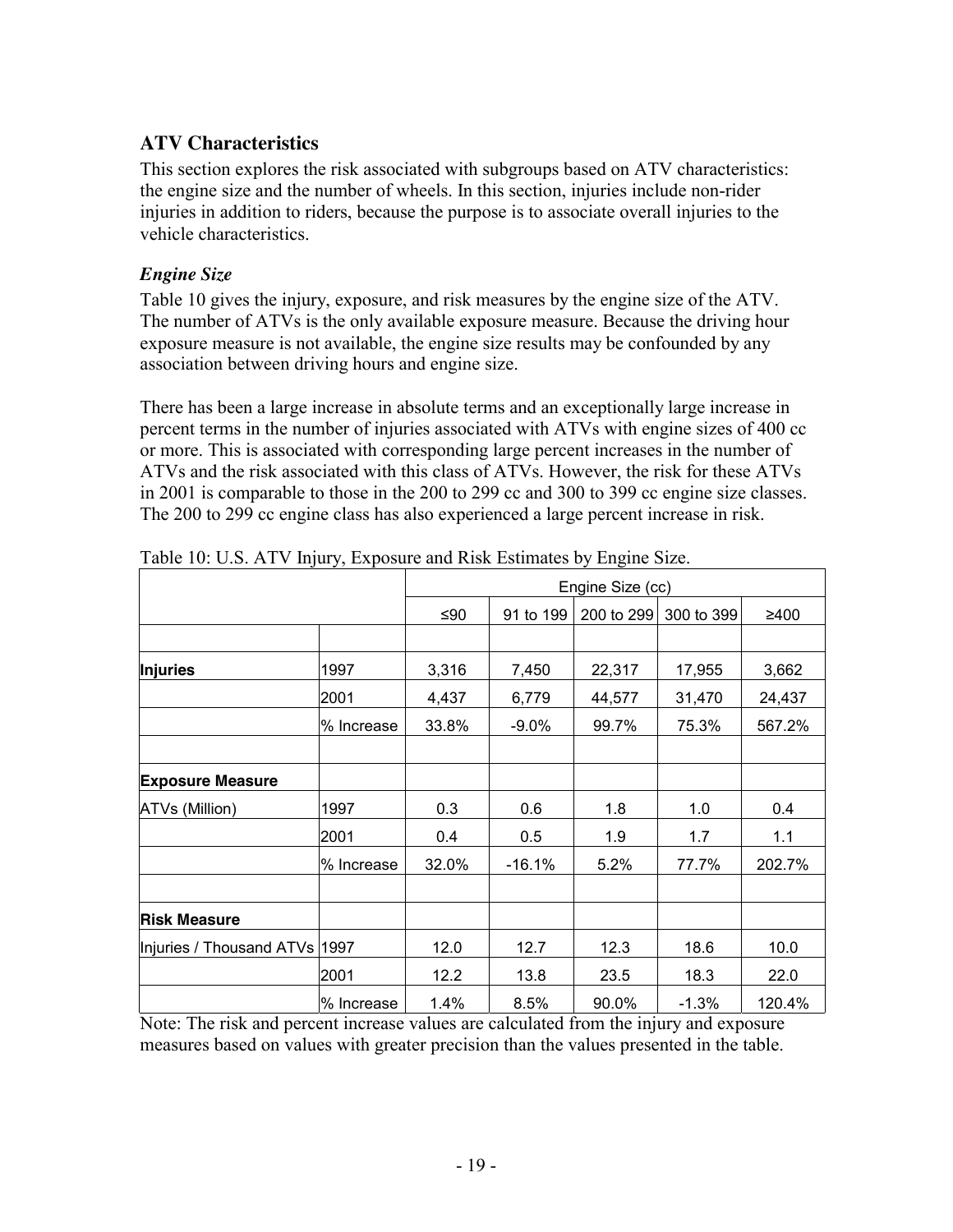## ATV Characteristics

This section explores the risk associated with subgroups based on ATV characteristics: the engine size and the number of wheels. In this section, injuries include non-rider injuries in addition to riders, because the purpose is to associate overall injuries to the vehicle characteristics.

### *Engine Size*

Table 10 gives the injury, exposure, and risk measures by the engine size of the ATV. The number of ATVs is the only available exposure measure. Because the driving hour exposure measure is not available, the engine size results may be confounded by any association between driving hours and engine size.

There has been a large increase in absolute terms and an exceptionally large increase in percent terms in the number of injuries associated with ATVs with engine sizes of 400 cc or more. This is associated with corresponding large percent increases in the number of ATVs and the risk associated with this class of ATVs. However, the risk for these ATVs in 2001 is comparable to those in the 200 to 299 cc and 300 to 399 cc engine size classes. The 200 to 299 cc engine class has also experienced a large percent increase in risk.

Table 10: U.S. ATV Injury, Exposure and Risk Estimates by Engine Size.

| | | Engine Size (cc) | | | | |
|---|---|---|---|---|---|---|
| | | ≤90 | 91 to 199 | 200 to 299 | 300 to 399 | ≥400 |
| | | | | | | |
| **Injuries** | 1997 | 3,316 | 7,450 | 22,317 | 17,955 | 3,662 |
| | 2001 | 4,437 | 6,779 | 44,577 | 31,470 | 24,437 |
| | % Increase | 33.8% | -9.0% | 99.7% | 75.3% | 567.2% |
| | | | | | | |
| **Exposure Measure** | | | | | | |
| ATVs (Million) | 1997 | 0.3 | 0.6 | 1.8 | 1.0 | 0.4 |
| | 2001 | 0.4 | 0.5 | 1.9 | 1.7 | 1.1 |
| | % Increase | 32.0% | -16.1% | 5.2% | 77.7% | 202.7% |
| | | | | | | |
| **Risk Measure** | | | | | | |
| Injuries / Thousand ATVs | 1997 | 12.0 | 12.7 | 12.3 | 18.6 | 10.0 |
| | 2001 | 12.2 | 13.8 | 23.5 | 18.3 | 22.0 |
| | % Increase | 1.4% | 8.5% | 90.0% | -1.3% | 120.4% |

Note: The risk and percent increase values are calculated from the injury and exposure measures based on values with greater precision than the values presented in the table.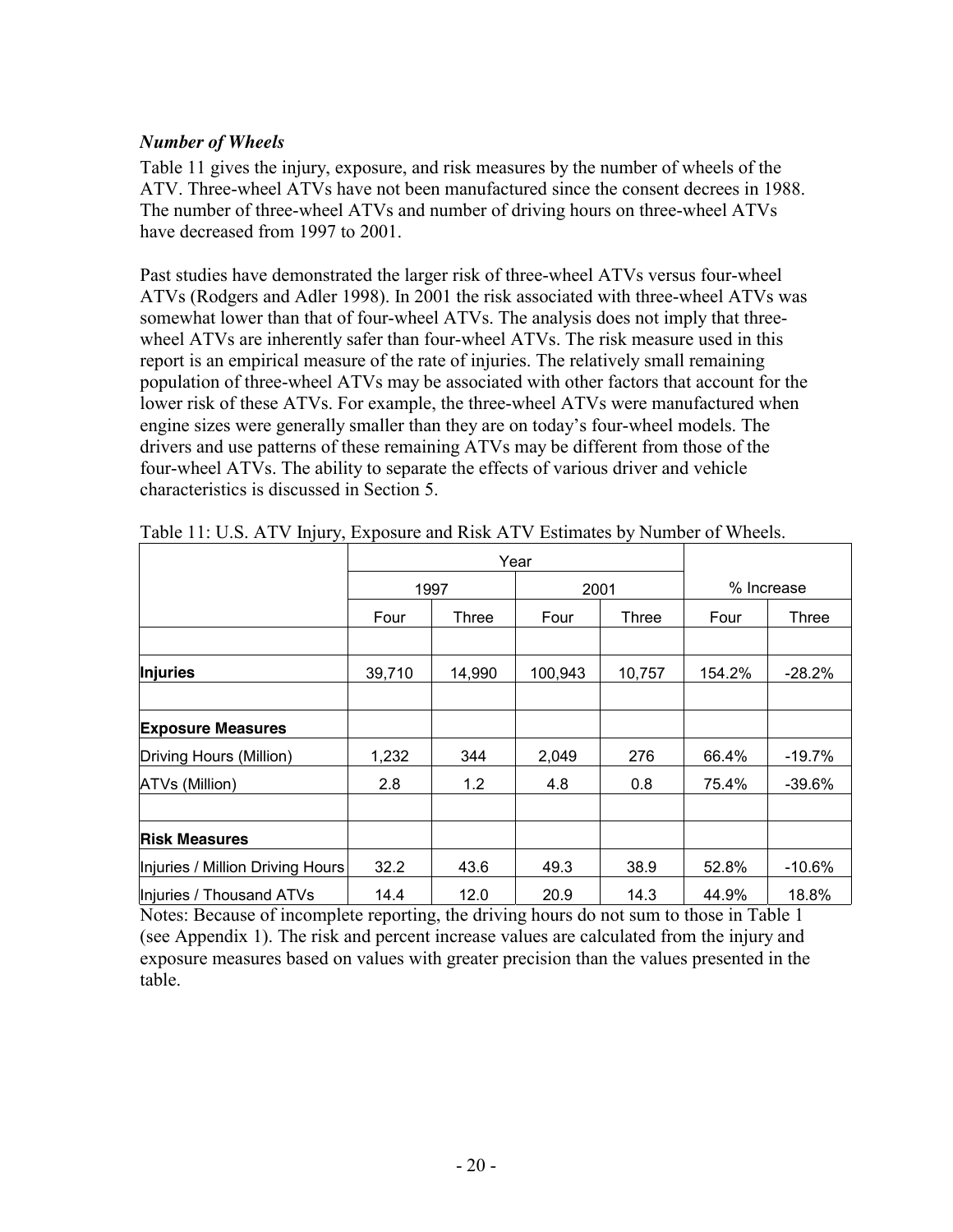### *Number of Wheels*

Table 11 gives the injury, exposure, and risk measures by the number of wheels of the ATV. Three-wheel ATVs have not been manufactured since the consent decrees in 1988. The number of three-wheel ATVs and number of driving hours on three-wheel ATVs have decreased from 1997 to 2001.

Past studies have demonstrated the larger risk of three-wheel ATVs versus four-wheel ATVs (Rodgers and Adler 1998). In 2001 the risk associated with three-wheel ATVs was somewhat lower than that of four-wheel ATVs. The analysis does not imply that three-wheel ATVs are inherently safer than four-wheel ATVs. The risk measure used in this report is an empirical measure of the rate of injuries. The relatively small remaining population of three-wheel ATVs may be associated with other factors that account for the lower risk of these ATVs. For example, the three-wheel ATVs were manufactured when engine sizes were generally smaller than they are on today's four-wheel models. The drivers and use patterns of these remaining ATVs may be different from those of the four-wheel ATVs. The ability to separate the effects of various driver and vehicle characteristics is discussed in Section 5.

Table 11: U.S. ATV Injury, Exposure and Risk ATV Estimates by Number of Wheels.

| | Year | | | | % Increase | |
|---|---|---|---|---|---|---|
| | 1997 | | 2001 | | | |
| | Four | Three | Four | Three | Four | Three |
| | | | | | | |
| **Injuries** | 39,710 | 14,990 | 100,943 | 10,757 | 154.2% | -28.2% |
| | | | | | | |
| **Exposure Measures** | | | | | | |
| Driving Hours (Million) | 1,232 | 344 | 2,049 | 276 | 66.4% | -19.7% |
| ATVs (Million) | 2.8 | 1.2 | 4.8 | 0.8 | 75.4% | -39.6% |
| | | | | | | |
| **Risk Measures** | | | | | | |
| Injuries / Million Driving Hours | 32.2 | 43.6 | 49.3 | 38.9 | 52.8% | -10.6% |
| Injuries / Thousand ATVs | 14.4 | 12.0 | 20.9 | 14.3 | 44.9% | 18.8% |

Notes: Because of incomplete reporting, the driving hours do not sum to those in Table 1 (see Appendix 1). The risk and percent increase values are calculated from the injury and exposure measures based on values with greater precision than the values presented in the table.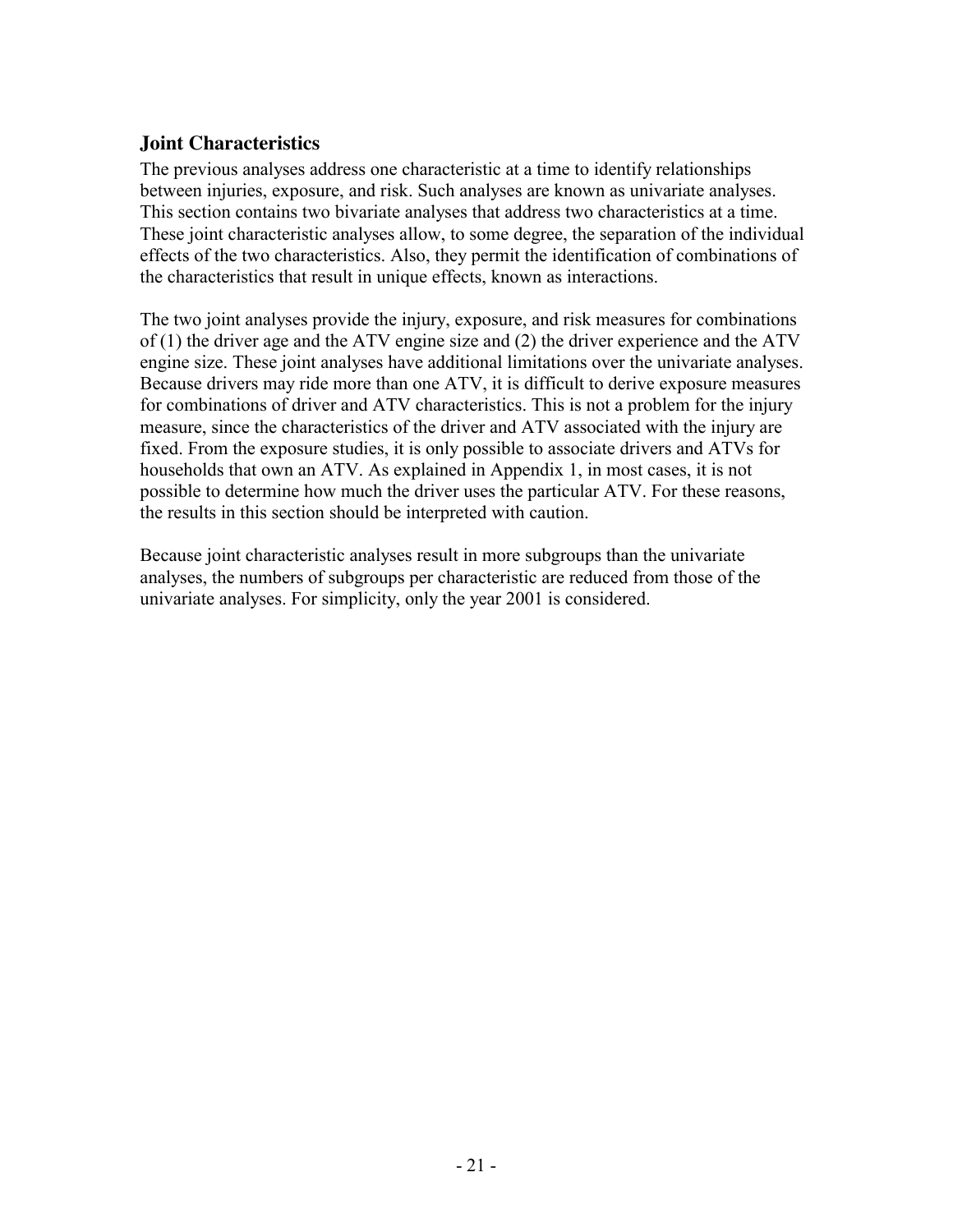## Joint Characteristics

The previous analyses address one characteristic at a time to identify relationships between injuries, exposure, and risk. Such analyses are known as univariate analyses. This section contains two bivariate analyses that address two characteristics at a time. These joint characteristic analyses allow, to some degree, the separation of the individual effects of the two characteristics. Also, they permit the identification of combinations of the characteristics that result in unique effects, known as interactions.

The two joint analyses provide the injury, exposure, and risk measures for combinations of (1) the driver age and the ATV engine size and (2) the driver experience and the ATV engine size. These joint analyses have additional limitations over the univariate analyses. Because drivers may ride more than one ATV, it is difficult to derive exposure measures for combinations of driver and ATV characteristics. This is not a problem for the injury measure, since the characteristics of the driver and ATV associated with the injury are fixed. From the exposure studies, it is only possible to associate drivers and ATVs for households that own an ATV. As explained in Appendix 1, in most cases, it is not possible to determine how much the driver uses the particular ATV. For these reasons, the results in this section should be interpreted with caution.

Because joint characteristic analyses result in more subgroups than the univariate analyses, the numbers of subgroups per characteristic are reduced from those of the univariate analyses. For simplicity, only the year 2001 is considered.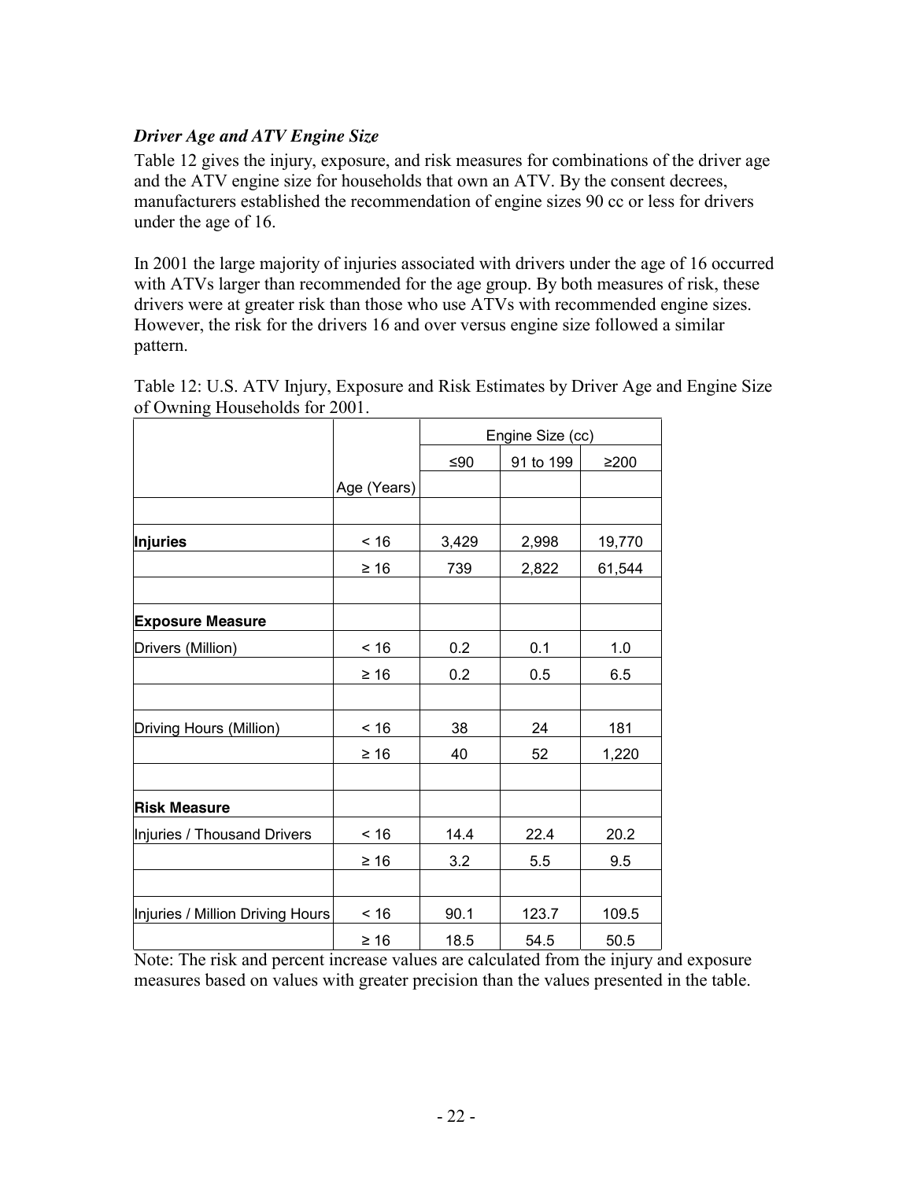### *Driver Age and ATV Engine Size*

Table 12 gives the injury, exposure, and risk measures for combinations of the driver age and the ATV engine size for households that own an ATV. By the consent decrees, manufacturers established the recommendation of engine sizes 90 cc or less for drivers under the age of 16.

In 2001 the large majority of injuries associated with drivers under the age of 16 occurred with ATVs larger than recommended for the age group. By both measures of risk, these drivers were at greater risk than those who use ATVs with recommended engine sizes. However, the risk for the drivers 16 and over versus engine size followed a similar pattern.

Table 12: U.S. ATV Injury, Exposure and Risk Estimates by Driver Age and Engine Size of Owning Households for 2001.

| | | Engine Size (cc) | | |
|---|---|---|---|---|
| | | ≤90 | 91 to 199 | ≥200 |
| | Age (Years) | | | |
| | | | | |
| **Injuries** | < 16 | 3,429 | 2,998 | 19,770 |
| | ≥ 16 | 739 | 2,822 | 61,544 |
| | | | | |
| **Exposure Measure** | | | | |
| Drivers (Million) | < 16 | 0.2 | 0.1 | 1.0 |
| | ≥ 16 | 0.2 | 0.5 | 6.5 |
| | | | | |
| Driving Hours (Million) | < 16 | 38 | 24 | 181 |
| | ≥ 16 | 40 | 52 | 1,220 |
| | | | | |
| **Risk Measure** | | | | |
| Injuries / Thousand Drivers | < 16 | 14.4 | 22.4 | 20.2 |
| | ≥ 16 | 3.2 | 5.5 | 9.5 |
| | | | | |
| Injuries / Million Driving Hours | < 16 | 90.1 | 123.7 | 109.5 |
| | ≥ 16 | 18.5 | 54.5 | 50.5 |

Note: The risk and percent increase values are calculated from the injury and exposure measures based on values with greater precision than the values presented in the table.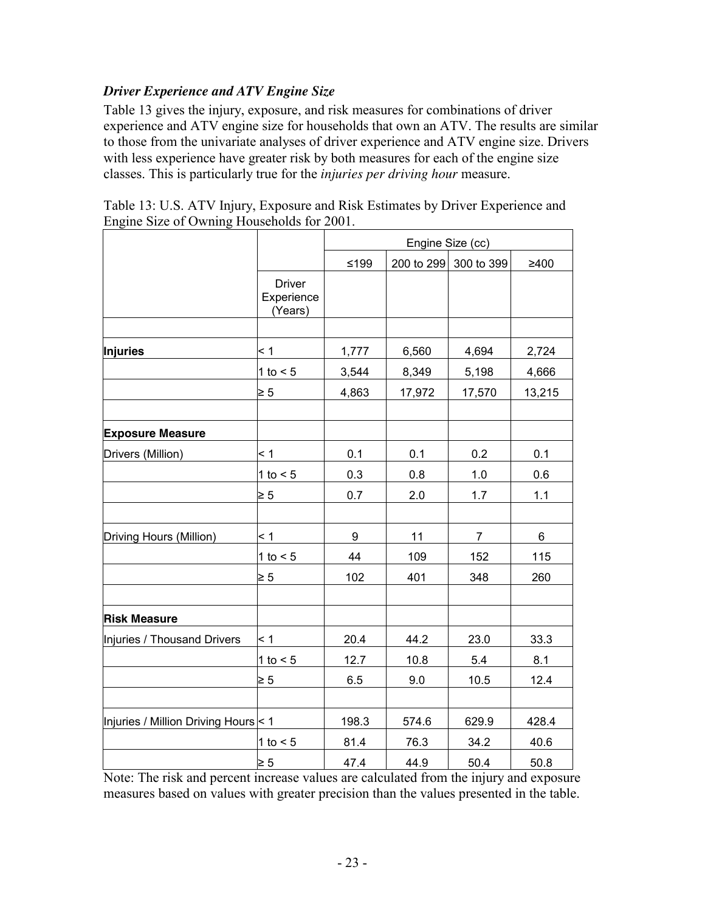### *Driver Experience and ATV Engine Size*

Table 13 gives the injury, exposure, and risk measures for combinations of driver experience and ATV engine size for households that own an ATV. The results are similar to those from the univariate analyses of driver experience and ATV engine size. Drivers with less experience have greater risk by both measures for each of the engine size classes. This is particularly true for the *injuries per driving hour* measure.

Table 13: U.S. ATV Injury, Exposure and Risk Estimates by Driver Experience and Engine Size of Owning Households for 2001.

| | | Engine Size (cc) | | | |
|---|---|---|---|---|---|
| | | ≤199 | 200 to 299 | 300 to 399 | ≥400 |
| | Driver Experience (Years) | | | | |
| | | | | | |
| **Injuries** | < 1 | 1,777 | 6,560 | 4,694 | 2,724 |
| | 1 to < 5 | 3,544 | 8,349 | 5,198 | 4,666 |
| | ≥ 5 | 4,863 | 17,972 | 17,570 | 13,215 |
| | | | | | |
| **Exposure Measure** | | | | | |
| Drivers (Million) | < 1 | 0.1 | 0.1 | 0.2 | 0.1 |
| | 1 to < 5 | 0.3 | 0.8 | 1.0 | 0.6 |
| | ≥ 5 | 0.7 | 2.0 | 1.7 | 1.1 |
| | | | | | |
| Driving Hours (Million) | < 1 | 9 | 11 | 7 | 6 |
| | 1 to < 5 | 44 | 109 | 152 | 115 |
| | ≥ 5 | 102 | 401 | 348 | 260 |
| | | | | | |
| **Risk Measure** | | | | | |
| Injuries / Thousand Drivers | < 1 | 20.4 | 44.2 | 23.0 | 33.3 |
| | 1 to < 5 | 12.7 | 10.8 | 5.4 | 8.1 |
| | ≥ 5 | 6.5 | 9.0 | 10.5 | 12.4 |
| | | | | | |
| Injuries / Million Driving Hours | < 1 | 198.3 | 574.6 | 629.9 | 428.4 |
| | 1 to < 5 | 81.4 | 76.3 | 34.2 | 40.6 |
| | ≥ 5 | 47.4 | 44.9 | 50.4 | 50.8 |

Note: The risk and percent increase values are calculated from the injury and exposure measures based on values with greater precision than the values presented in the table.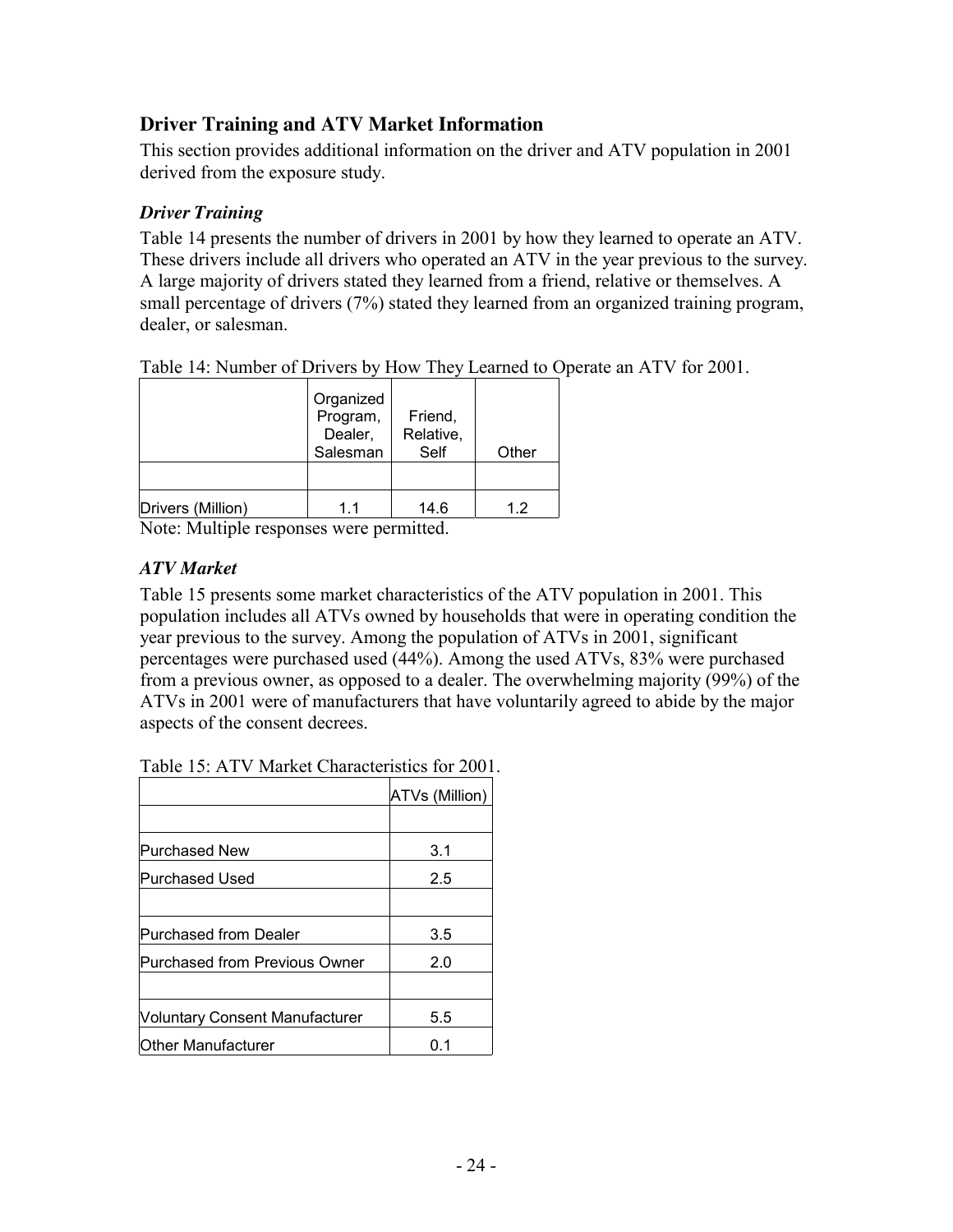## Driver Training and ATV Market Information

This section provides additional information on the driver and ATV population in 2001 derived from the exposure study.

### *Driver Training*

Table 14 presents the number of drivers in 2001 by how they learned to operate an ATV. These drivers include all drivers who operated an ATV in the year previous to the survey. A large majority of drivers stated they learned from a friend, relative or themselves. A small percentage of drivers (7%) stated they learned from an organized training program, dealer, or salesman.

Table 14: Number of Drivers by How They Learned to Operate an ATV for 2001.

| | Organized Program, Dealer, Salesman | Friend, Relative, Self | Other |
|---|---|---|---|
| | | | |
| Drivers (Million) | 1.1 | 14.6 | 1.2 |

Note: Multiple responses were permitted.

### *ATV Market*

Table 15 presents some market characteristics of the ATV population in 2001. This population includes all ATVs owned by households that were in operating condition the year previous to the survey. Among the population of ATVs in 2001, significant percentages were purchased used (44%). Among the used ATVs, 83% were purchased from a previous owner, as opposed to a dealer. The overwhelming majority (99%) of the ATVs in 2001 were of manufacturers that have voluntarily agreed to abide by the major aspects of the consent decrees.

Table 15: ATV Market Characteristics for 2001.

| | ATVs (Million) |
|---|---|
| | |
| Purchased New | 3.1 |
| Purchased Used | 2.5 |
| | |
| Purchased from Dealer | 3.5 |
| Purchased from Previous Owner | 2.0 |
| | |
| Voluntary Consent Manufacturer | 5.5 |
| Other Manufacturer | 0.1 |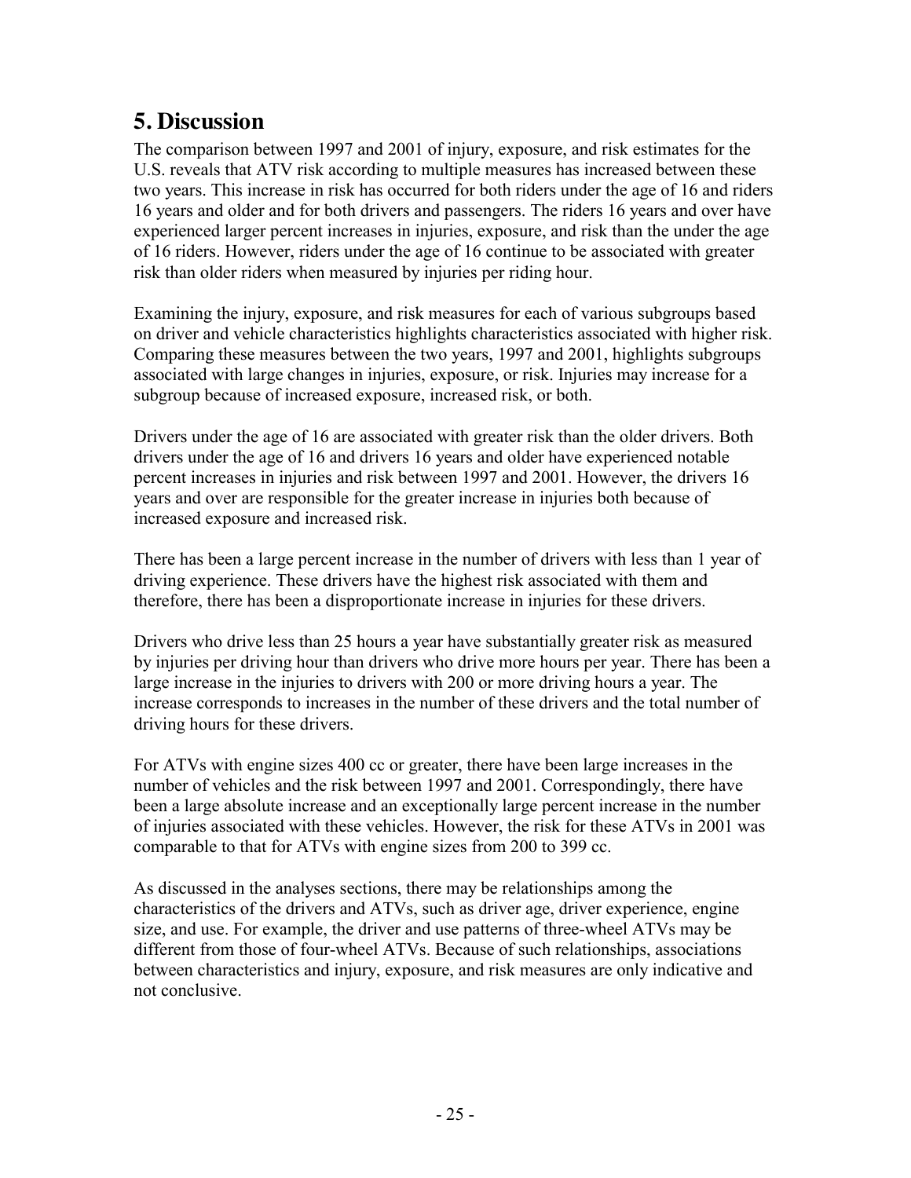# 5. Discussion

The comparison between 1997 and 2001 of injury, exposure, and risk estimates for the U.S. reveals that ATV risk according to multiple measures has increased between these two years. This increase in risk has occurred for both riders under the age of 16 and riders 16 years and older and for both drivers and passengers. The riders 16 years and over have experienced larger percent increases in injuries, exposure, and risk than the under the age of 16 riders. However, riders under the age of 16 continue to be associated with greater risk than older riders when measured by injuries per riding hour.

Examining the injury, exposure, and risk measures for each of various subgroups based on driver and vehicle characteristics highlights characteristics associated with higher risk. Comparing these measures between the two years, 1997 and 2001, highlights subgroups associated with large changes in injuries, exposure, or risk. Injuries may increase for a subgroup because of increased exposure, increased risk, or both.

Drivers under the age of 16 are associated with greater risk than the older drivers. Both drivers under the age of 16 and drivers 16 years and older have experienced notable percent increases in injuries and risk between 1997 and 2001. However, the drivers 16 years and over are responsible for the greater increase in injuries both because of increased exposure and increased risk.

There has been a large percent increase in the number of drivers with less than 1 year of driving experience. These drivers have the highest risk associated with them and therefore, there has been a disproportionate increase in injuries for these drivers.

Drivers who drive less than 25 hours a year have substantially greater risk as measured by injuries per driving hour than drivers who drive more hours per year. There has been a large increase in the injuries to drivers with 200 or more driving hours a year. The increase corresponds to increases in the number of these drivers and the total number of driving hours for these drivers.

For ATVs with engine sizes 400 cc or greater, there have been large increases in the number of vehicles and the risk between 1997 and 2001. Correspondingly, there have been a large absolute increase and an exceptionally large percent increase in the number of injuries associated with these vehicles. However, the risk for these ATVs in 2001 was comparable to that for ATVs with engine sizes from 200 to 399 cc.

As discussed in the analyses sections, there may be relationships among the characteristics of the drivers and ATVs, such as driver age, driver experience, engine size, and use. For example, the driver and use patterns of three-wheel ATVs may be different from those of four-wheel ATVs. Because of such relationships, associations between characteristics and injury, exposure, and risk measures are only indicative and not conclusive.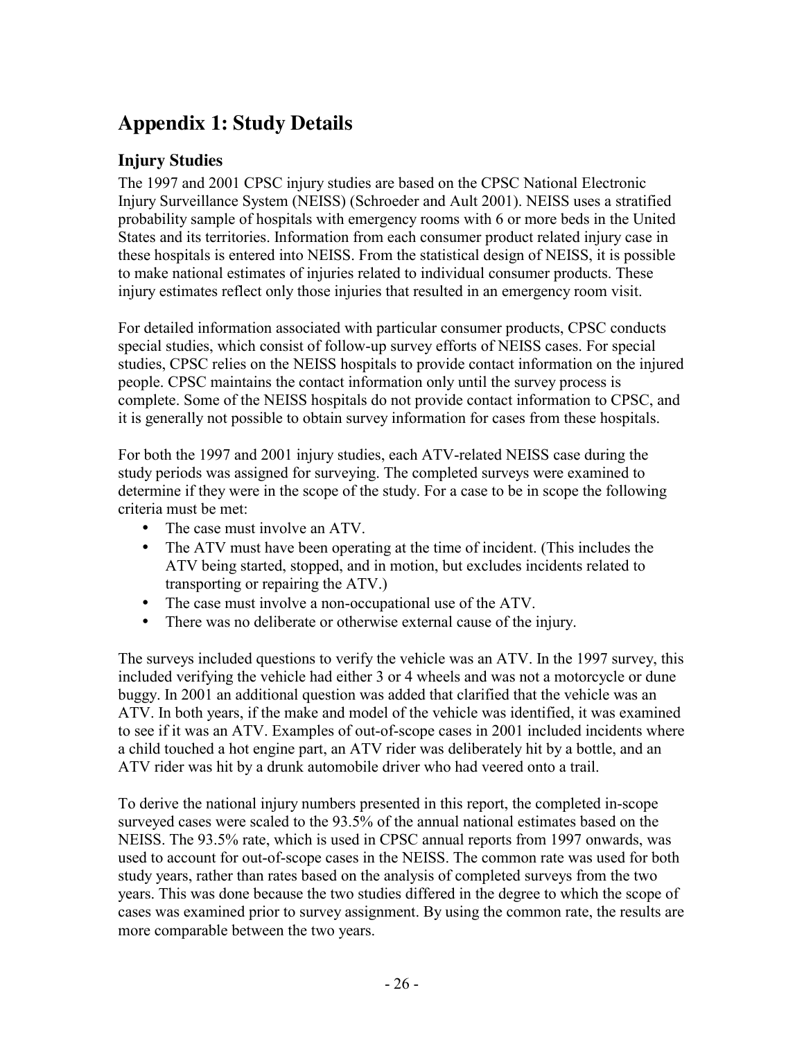# Appendix 1: Study Details

## Injury Studies

The 1997 and 2001 CPSC injury studies are based on the CPSC National Electronic Injury Surveillance System (NEISS) (Schroeder and Ault 2001). NEISS uses a stratified probability sample of hospitals with emergency rooms with 6 or more beds in the United States and its territories. Information from each consumer product related injury case in these hospitals is entered into NEISS. From the statistical design of NEISS, it is possible to make national estimates of injuries related to individual consumer products. These injury estimates reflect only those injuries that resulted in an emergency room visit.

For detailed information associated with particular consumer products, CPSC conducts special studies, which consist of follow-up survey efforts of NEISS cases. For special studies, CPSC relies on the NEISS hospitals to provide contact information on the injured people. CPSC maintains the contact information only until the survey process is complete. Some of the NEISS hospitals do not provide contact information to CPSC, and it is generally not possible to obtain survey information for cases from these hospitals.

For both the 1997 and 2001 injury studies, each ATV-related NEISS case during the study periods was assigned for surveying. The completed surveys were examined to determine if they were in the scope of the study. For a case to be in scope the following criteria must be met:

- The case must involve an ATV.
- The ATV must have been operating at the time of incident. (This includes the ATV being started, stopped, and in motion, but excludes incidents related to transporting or repairing the ATV.)
- The case must involve a non-occupational use of the ATV.
- There was no deliberate or otherwise external cause of the injury.

The surveys included questions to verify the vehicle was an ATV. In the 1997 survey, this included verifying the vehicle had either 3 or 4 wheels and was not a motorcycle or dune buggy. In 2001 an additional question was added that clarified that the vehicle was an ATV. In both years, if the make and model of the vehicle was identified, it was examined to see if it was an ATV. Examples of out-of-scope cases in 2001 included incidents where a child touched a hot engine part, an ATV rider was deliberately hit by a bottle, and an ATV rider was hit by a drunk automobile driver who had veered onto a trail.

To derive the national injury numbers presented in this report, the completed in-scope surveyed cases were scaled to the 93.5% of the annual national estimates based on the NEISS. The 93.5% rate, which is used in CPSC annual reports from 1997 onwards, was used to account for out-of-scope cases in the NEISS. The common rate was used for both study years, rather than rates based on the analysis of completed surveys from the two years. This was done because the two studies differed in the degree to which the scope of cases was examined prior to survey assignment. By using the common rate, the results are more comparable between the two years.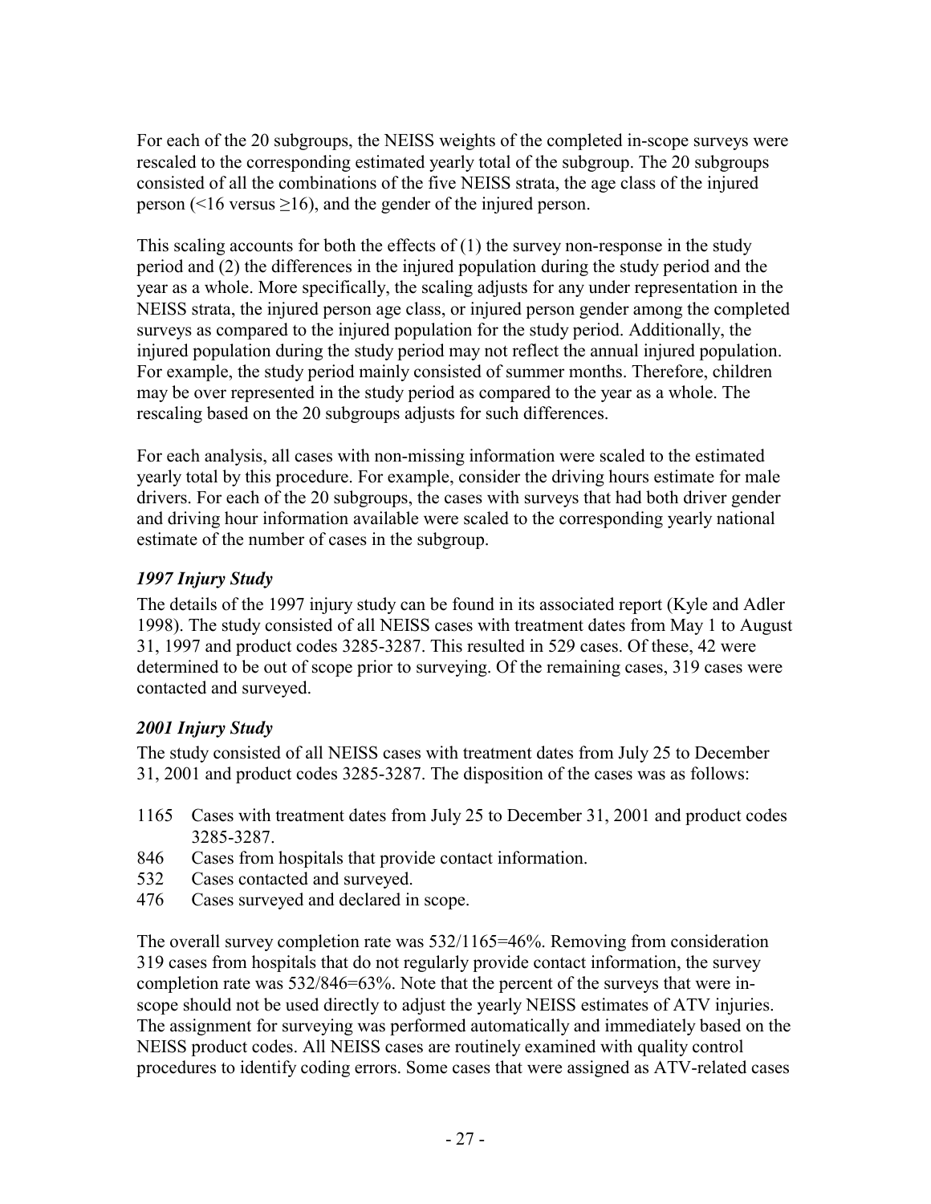For each of the 20 subgroups, the NEISS weights of the completed in-scope surveys were rescaled to the corresponding estimated yearly total of the subgroup. The 20 subgroups consisted of all the combinations of the five NEISS strata, the age class of the injured person (<16 versus ≥16), and the gender of the injured person.

This scaling accounts for both the effects of (1) the survey non-response in the study period and (2) the differences in the injured population during the study period and the year as a whole. More specifically, the scaling adjusts for any under representation in the NEISS strata, the injured person age class, or injured person gender among the completed surveys as compared to the injured population for the study period. Additionally, the injured population during the study period may not reflect the annual injured population. For example, the study period mainly consisted of summer months. Therefore, children may be over represented in the study period as compared to the year as a whole. The rescaling based on the 20 subgroups adjusts for such differences.

For each analysis, all cases with non-missing information were scaled to the estimated yearly total by this procedure. For example, consider the driving hours estimate for male drivers. For each of the 20 subgroups, the cases with surveys that had both driver gender and driving hour information available were scaled to the corresponding yearly national estimate of the number of cases in the subgroup.

### *1997 Injury Study*

The details of the 1997 injury study can be found in its associated report (Kyle and Adler 1998). The study consisted of all NEISS cases with treatment dates from May 1 to August 31, 1997 and product codes 3285-3287. This resulted in 529 cases. Of these, 42 were determined to be out of scope prior to surveying. Of the remaining cases, 319 cases were contacted and surveyed.

### *2001 Injury Study*

The study consisted of all NEISS cases with treatment dates from July 25 to December 31, 2001 and product codes 3285-3287. The disposition of the cases was as follows:

- 1165 Cases with treatment dates from July 25 to December 31, 2001 and product codes 3285-3287.
- 846 Cases from hospitals that provide contact information.
- 532 Cases contacted and surveyed.
- 476 Cases surveyed and declared in scope.

The overall survey completion rate was 532/1165=46%. Removing from consideration 319 cases from hospitals that do not regularly provide contact information, the survey completion rate was 532/846=63%. Note that the percent of the surveys that were in-scope should not be used directly to adjust the yearly NEISS estimates of ATV injuries. The assignment for surveying was performed automatically and immediately based on the NEISS product codes. All NEISS cases are routinely examined with quality control procedures to identify coding errors. Some cases that were assigned as ATV-related cases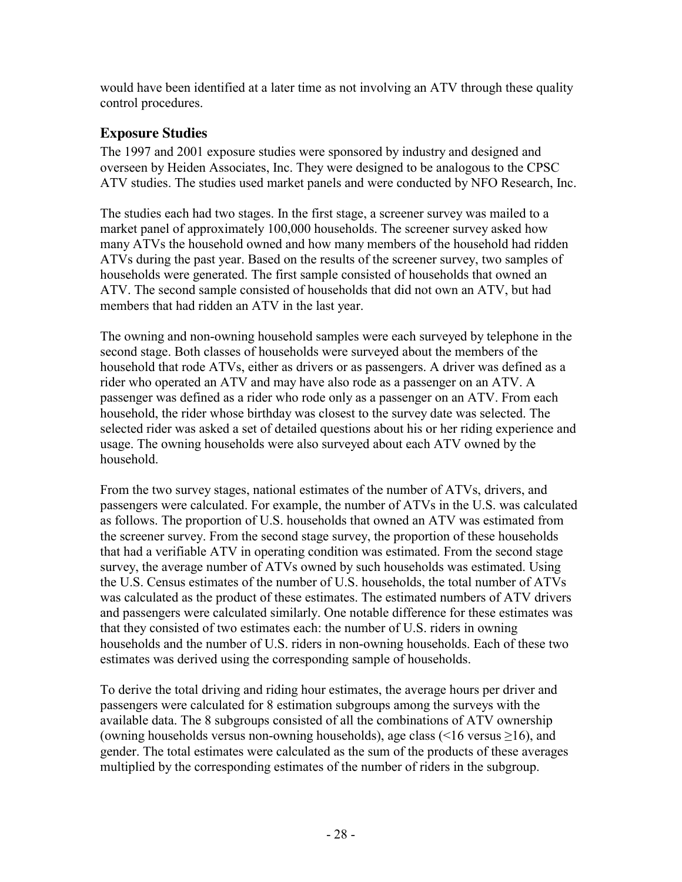would have been identified at a later time as not involving an ATV through these quality control procedures.

## Exposure Studies

The 1997 and 2001 exposure studies were sponsored by industry and designed and overseen by Heiden Associates, Inc. They were designed to be analogous to the CPSC ATV studies. The studies used market panels and were conducted by NFO Research, Inc.

The studies each had two stages. In the first stage, a screener survey was mailed to a market panel of approximately 100,000 households. The screener survey asked how many ATVs the household owned and how many members of the household had ridden ATVs during the past year. Based on the results of the screener survey, two samples of households were generated. The first sample consisted of households that owned an ATV. The second sample consisted of households that did not own an ATV, but had members that had ridden an ATV in the last year.

The owning and non-owning household samples were each surveyed by telephone in the second stage. Both classes of households were surveyed about the members of the household that rode ATVs, either as drivers or as passengers. A driver was defined as a rider who operated an ATV and may have also rode as a passenger on an ATV. A passenger was defined as a rider who rode only as a passenger on an ATV. From each household, the rider whose birthday was closest to the survey date was selected. The selected rider was asked a set of detailed questions about his or her riding experience and usage. The owning households were also surveyed about each ATV owned by the household.

From the two survey stages, national estimates of the number of ATVs, drivers, and passengers were calculated. For example, the number of ATVs in the U.S. was calculated as follows. The proportion of U.S. households that owned an ATV was estimated from the screener survey. From the second stage survey, the proportion of these households that had a verifiable ATV in operating condition was estimated. From the second stage survey, the average number of ATVs owned by such households was estimated. Using the U.S. Census estimates of the number of U.S. households, the total number of ATVs was calculated as the product of these estimates. The estimated numbers of ATV drivers and passengers were calculated similarly. One notable difference for these estimates was that they consisted of two estimates each: the number of U.S. riders in owning households and the number of U.S. riders in non-owning households. Each of these two estimates was derived using the corresponding sample of households.

To derive the total driving and riding hour estimates, the average hours per driver and passengers were calculated for 8 estimation subgroups among the surveys with the available data. The 8 subgroups consisted of all the combinations of ATV ownership (owning households versus non-owning households), age class (<16 versus ≥16), and gender. The total estimates were calculated as the sum of the products of these averages multiplied by the corresponding estimates of the number of riders in the subgroup.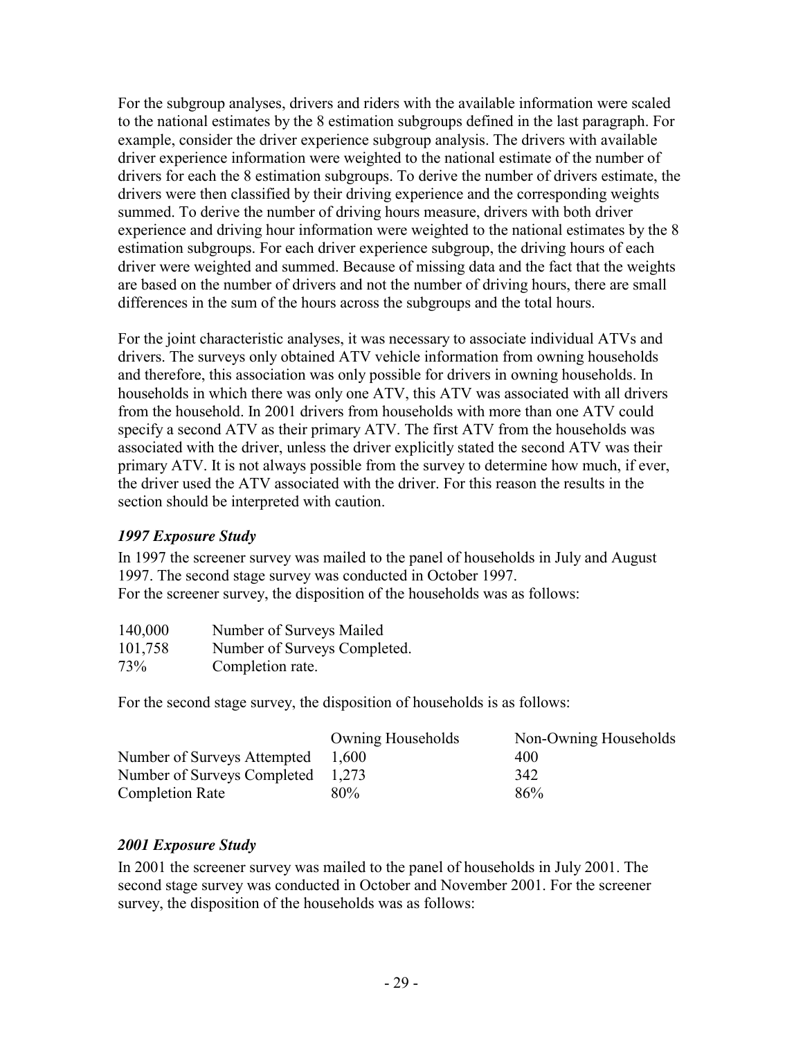For the subgroup analyses, drivers and riders with the available information were scaled to the national estimates by the 8 estimation subgroups defined in the last paragraph. For example, consider the driver experience subgroup analysis. The drivers with available driver experience information were weighted to the national estimate of the number of drivers for each the 8 estimation subgroups. To derive the number of drivers estimate, the drivers were then classified by their driving experience and the corresponding weights summed. To derive the number of driving hours measure, drivers with both driver experience and driving hour information were weighted to the national estimates by the 8 estimation subgroups. For each driver experience subgroup, the driving hours of each driver were weighted and summed. Because of missing data and the fact that the weights are based on the number of drivers and not the number of driving hours, there are small differences in the sum of the hours across the subgroups and the total hours.

For the joint characteristic analyses, it was necessary to associate individual ATVs and drivers. The surveys only obtained ATV vehicle information from owning households and therefore, this association was only possible for drivers in owning households. In households in which there was only one ATV, this ATV was associated with all drivers from the household. In 2001 drivers from households with more than one ATV could specify a second ATV as their primary ATV. The first ATV from the households was associated with the driver, unless the driver explicitly stated the second ATV was their primary ATV. It is not always possible from the survey to determine how much, if ever, the driver used the ATV associated with the driver. For this reason the results in the section should be interpreted with caution.

### *1997 Exposure Study*

In 1997 the screener survey was mailed to the panel of households in July and August 1997. The second stage survey was conducted in October 1997.
For the screener survey, the disposition of the households was as follows:

| | |
|---|---|
| 140,000 | Number of Surveys Mailed |
| 101,758 | Number of Surveys Completed. |
| 73% | Completion rate. |

For the second stage survey, the disposition of households is as follows:

| | Owning Households | Non-Owning Households |
|---|---|---|
| Number of Surveys Attempted | 1,600 | 400 |
| Number of Surveys Completed | 1,273 | 342 |
| Completion Rate | 80% | 86% |

### *2001 Exposure Study*

In 2001 the screener survey was mailed to the panel of households in July 2001. The second stage survey was conducted in October and November 2001. For the screener survey, the disposition of the households was as follows: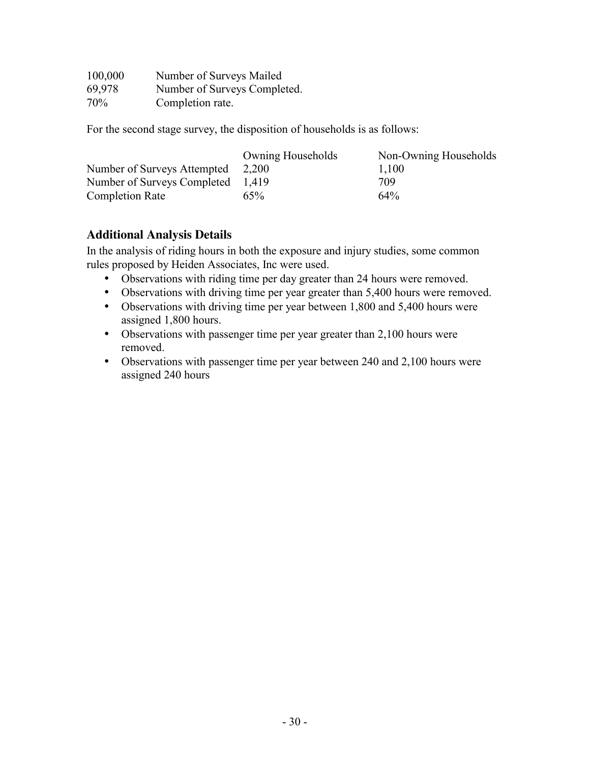| | |
|---|---|
| 100,000 | Number of Surveys Mailed |
| 69,978 | Number of Surveys Completed. |
| 70% | Completion rate. |

For the second stage survey, the disposition of households is as follows:

| | Owning Households | Non-Owning Households |
|---|---|---|
| Number of Surveys Attempted | 2,200 | 1,100 |
| Number of Surveys Completed | 1,419 | 709 |
| Completion Rate | 65% | 64% |

## Additional Analysis Details

In the analysis of riding hours in both the exposure and injury studies, some common rules proposed by Heiden Associates, Inc were used.

- Observations with riding time per day greater than 24 hours were removed.
- Observations with driving time per year greater than 5,400 hours were removed.
- Observations with driving time per year between 1,800 and 5,400 hours were assigned 1,800 hours.
- Observations with passenger time per year greater than 2,100 hours were removed.
- Observations with passenger time per year between 240 and 2,100 hours were assigned 240 hours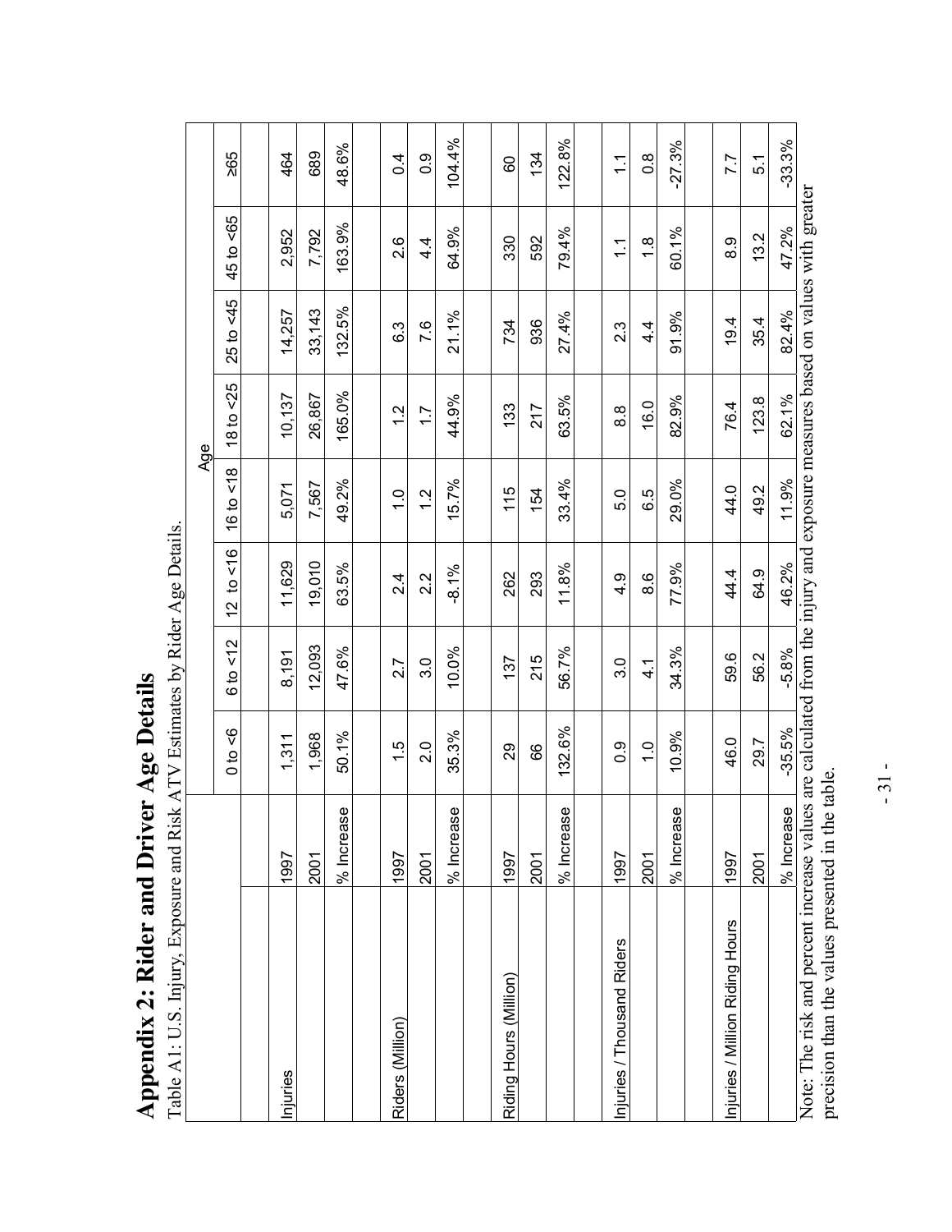# Appendix 2: Rider and Driver Age Details

Table A1: U.S. Injury, Exposure and Risk ATV Estimates by Rider Age Details.

| | | Age | | | | | | | |
|---|---|---|---|---|---|---|---|---|---|
| | | 0 to <6 | 6 to <12 | 12 to <16 | 16 to <18 | 18 to <25 | 25 to <45 | 45 to <65 | ≥65 |
| Injuries | 1997 | 1,311 | 8,191 | 11,629 | 5,071 | 10,137 | 14,257 | 2,952 | 464 |
| | 2001 | 1,968 | 12,093 | 19,010 | 7,567 | 26,867 | 33,143 | 7,792 | 689 |
| | % Increase | 50.1% | 47.6% | 63.5% | 49.2% | 165.0% | 132.5% | 163.9% | 48.6% |
| Riders (Million) | 1997 | 1.5 | 2.7 | 2.4 | 1.0 | 1.2 | 6.3 | 2.6 | 0.4 |
| | 2001 | 2.0 | 3.0 | 2.2 | 1.2 | 1.7 | 7.6 | 4.4 | 0.9 |
| | % Increase | 35.3% | 10.0% | -8.1% | 15.7% | 44.9% | 21.1% | 64.9% | 104.4% |
| Riding Hours (Million) | 1997 | 29 | 137 | 262 | 115 | 133 | 734 | 330 | 60 |
| | 2001 | 66 | 215 | 293 | 154 | 217 | 936 | 592 | 134 |
| | % Increase | 132.6% | 56.7% | 11.8% | 33.4% | 63.5% | 27.4% | 79.4% | 122.8% |
| Injuries / Thousand Riders | 1997 | 0.9 | 3.0 | 4.9 | 5.0 | 8.8 | 2.3 | 1.1 | 1.1 |
| | 2001 | 1.0 | 4.1 | 8.6 | 6.5 | 16.0 | 4.4 | 1.8 | 0.8 |
| | % Increase | 10.9% | 34.3% | 77.9% | 29.0% | 82.9% | 91.9% | 60.1% | -27.3% |
| Injuries / Million Riding Hours | 1997 | 46.0 | 59.6 | 44.4 | 44.0 | 76.4 | 19.4 | 8.9 | 7.7 |
| | 2001 | 29.7 | 56.2 | 64.9 | 49.2 | 123.8 | 35.4 | 13.2 | 5.1 |
| | % Increase | -35.5% | -5.8% | 46.2% | 11.9% | 62.1% | 82.4% | 47.2% | -33.3% |

Note: The risk and percent increase values are calculated from the injury and exposure measures based on values with greater precision than the values presented in the table.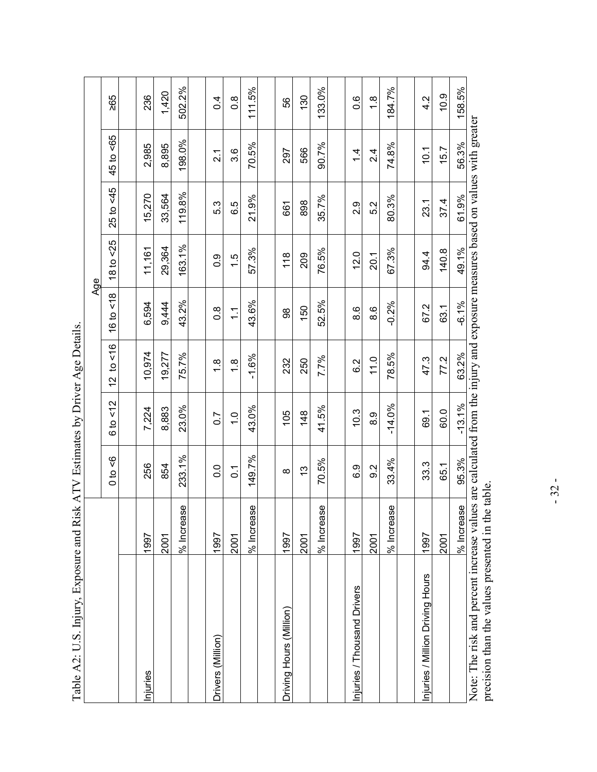Table A2: U.S. Injury, Exposure and Risk ATV Estimates by Driver Age Details.

| | | Age | | | | | | | |
|---|---|---|---|---|---|---|---|---|---|
| | | 0 to <6 | 6 to <12 | 12 to <16 | 16 to <18 | 18 to <25 | 25 to <45 | 45 to <65 | ≥65 |
| Injuries | 1997 | 256 | 7,224 | 10,974 | 6,594 | 11,161 | 15,270 | 2,985 | 236 |
| | 2001 | 854 | 8,883 | 19,277 | 9,444 | 29,364 | 33,564 | 8,895 | 1,420 |
| | % Increase | 233.1% | 23.0% | 75.7% | 43.2% | 163.1% | 119.8% | 198.0% | 502.2% |
| Drivers (Million) | 1997 | 0.0 | 0.7 | 1.8 | 0.8 | 0.9 | 5.3 | 2.1 | 0.4 |
| | 2001 | 0.1 | 1.0 | 1.8 | 1.1 | 1.5 | 6.5 | 3.6 | 0.8 |
| | % Increase | 149.7% | 43.0% | -1.6% | 43.6% | 57.3% | 21.9% | 70.5% | 111.5% |
| Driving Hours (Million) | 1997 | 8 | 105 | 232 | 98 | 118 | 661 | 297 | 56 |
| | 2001 | 13 | 148 | 250 | 150 | 209 | 898 | 566 | 130 |
| | % Increase | 70.5% | 41.5% | 7.7% | 52.5% | 76.5% | 35.7% | 90.7% | 133.0% |
| Injuries / Thousand Drivers | 1997 | 6.9 | 10.3 | 6.2 | 8.6 | 12.0 | 2.9 | 1.4 | 0.6 |
| | 2001 | 9.2 | 8.9 | 11.0 | 8.6 | 20.1 | 5.2 | 2.4 | 1.8 |
| | % Increase | 33.4% | -14.0% | 78.5% | -0.2% | 67.3% | 80.3% | 74.8% | 184.7% |
| Injuries / Million Driving Hours | 1997 | 33.3 | 69.1 | 47.3 | 67.2 | 94.4 | 23.1 | 10.1 | 4.2 |
| | 2001 | 65.1 | 60.0 | 77.2 | 63.1 | 140.8 | 37.4 | 15.7 | 10.9 |
| | % Increase | 95.3% | -13.1% | 63.2% | -6.1% | 49.1% | 61.9% | 56.3% | 158.5% |

Note: The risk and percent increase values are calculated from the injury and exposure measures based on values with greater precision than the values presented in the table.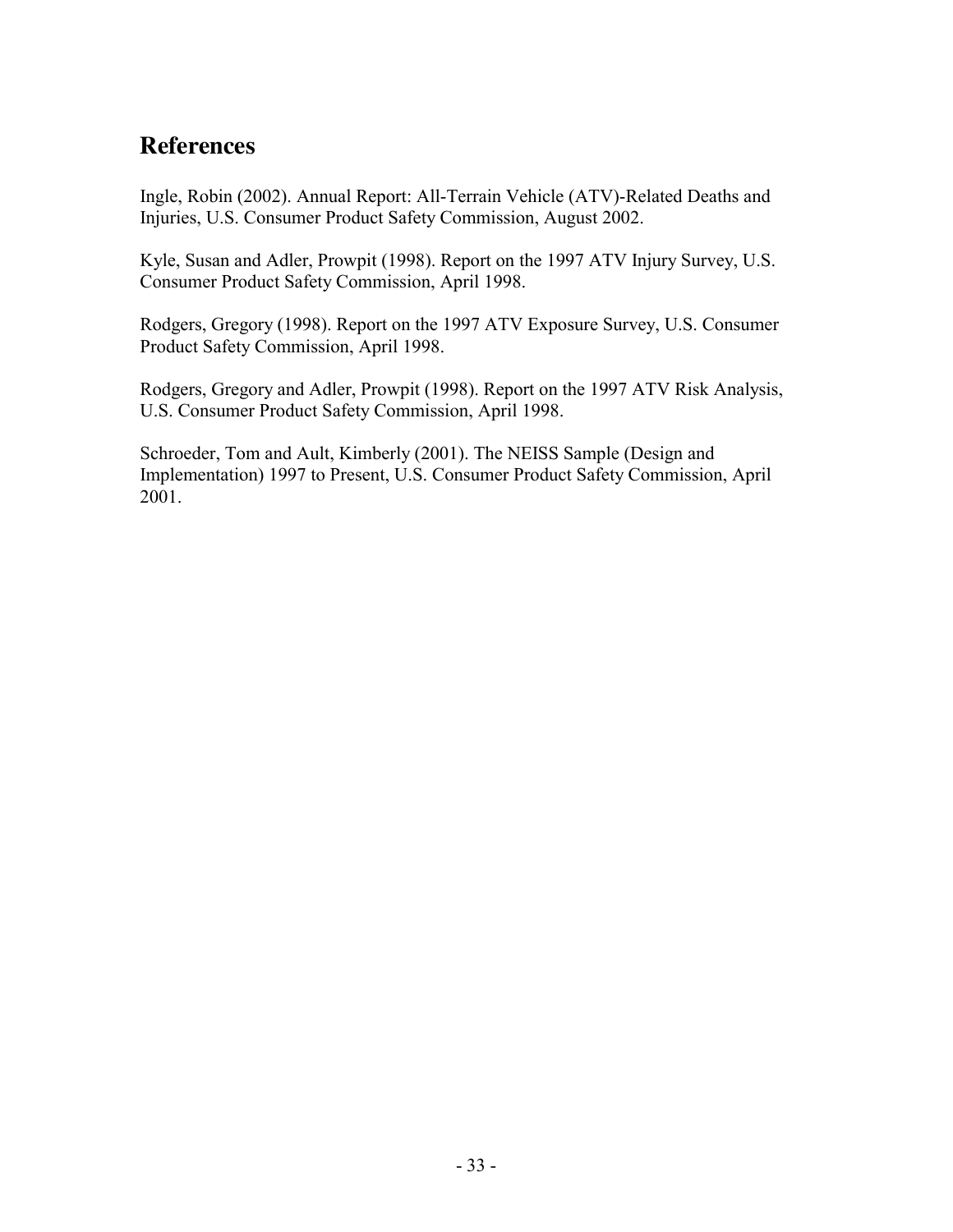## References

Ingle, Robin (2002). Annual Report: All-Terrain Vehicle (ATV)-Related Deaths and Injuries, U.S. Consumer Product Safety Commission, August 2002.

Kyle, Susan and Adler, Prowpit (1998). Report on the 1997 ATV Injury Survey, U.S. Consumer Product Safety Commission, April 1998.

Rodgers, Gregory (1998). Report on the 1997 ATV Exposure Survey, U.S. Consumer Product Safety Commission, April 1998.

Rodgers, Gregory and Adler, Prowpit (1998). Report on the 1997 ATV Risk Analysis, U.S. Consumer Product Safety Commission, April 1998.

Schroeder, Tom and Ault, Kimberly (2001). The NEISS Sample (Design and Implementation) 1997 to Present, U.S. Consumer Product Safety Commission, April 2001.